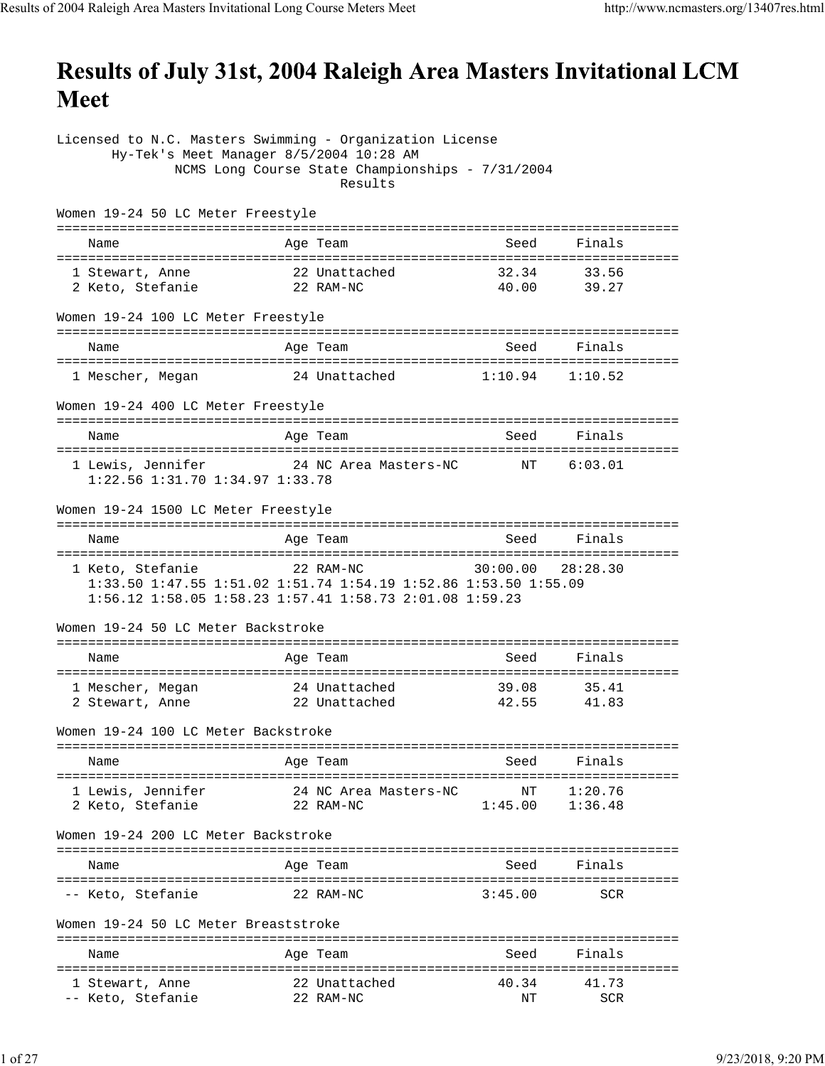# Results of July 31st, 2004 Raleigh Area Masters Invitational LCM Meet

Licensed to N.C. Masters Swimming - Organization License
Hy-Tek's Meet Manager 8/5/2004 10:28 AM
NCMS Long Course State Championships - 7/31/2004
Results

**Women 19-24 50 LC Meter Freestyle**

| | Name | Age | Team | Seed | Finals |
|---|---|---|---|---|---|
| 1 | Stewart, Anne | 22 | Unattached | 32.34 | 33.56 |
| 2 | Keto, Stefanie | 22 | RAM-NC | 40.00 | 39.27 |

**Women 19-24 100 LC Meter Freestyle**

| | Name | Age | Team | Seed | Finals |
|---|---|---|---|---|---|
| 1 | Mescher, Megan | 24 | Unattached | 1:10.94 | 1:10.52 |

**Women 19-24 400 LC Meter Freestyle**

| | Name | Age | Team | Seed | Finals |
|---|---|---|---|---|---|
| 1 | Lewis, Jennifer | 24 | NC Area Masters-NC | NT | 6:03.01 |

1:22.56 1:31.70 1:34.97 1:33.78

**Women 19-24 1500 LC Meter Freestyle**

| | Name | Age | Team | Seed | Finals |
|---|---|---|---|---|---|
| 1 | Keto, Stefanie | 22 | RAM-NC | 30:00.00 | 28:28.30 |

1:33.50 1:47.55 1:51.02 1:51.74 1:54.19 1:52.86 1:53.50 1:55.09
1:56.12 1:58.05 1:58.23 1:57.41 1:58.73 2:01.08 1:59.23

**Women 19-24 50 LC Meter Backstroke**

| | Name | Age | Team | Seed | Finals |
|---|---|---|---|---|---|
| 1 | Mescher, Megan | 24 | Unattached | 39.08 | 35.41 |
| 2 | Stewart, Anne | 22 | Unattached | 42.55 | 41.83 |

**Women 19-24 100 LC Meter Backstroke**

| | Name | Age | Team | Seed | Finals |
|---|---|---|---|---|---|
| 1 | Lewis, Jennifer | 24 | NC Area Masters-NC | NT | 1:20.76 |
| 2 | Keto, Stefanie | 22 | RAM-NC | 1:45.00 | 1:36.48 |

**Women 19-24 200 LC Meter Backstroke**

| | Name | Age | Team | Seed | Finals |
|---|---|---|---|---|---|
| -- | Keto, Stefanie | 22 | RAM-NC | 3:45.00 | SCR |

**Women 19-24 50 LC Meter Breaststroke**

| | Name | Age | Team | Seed | Finals |
|---|---|---|---|---|---|
| 1 | Stewart, Anne | 22 | Unattached | 40.34 | 41.73 |
| -- | Keto, Stefanie | 22 | RAM-NC | NT | SCR |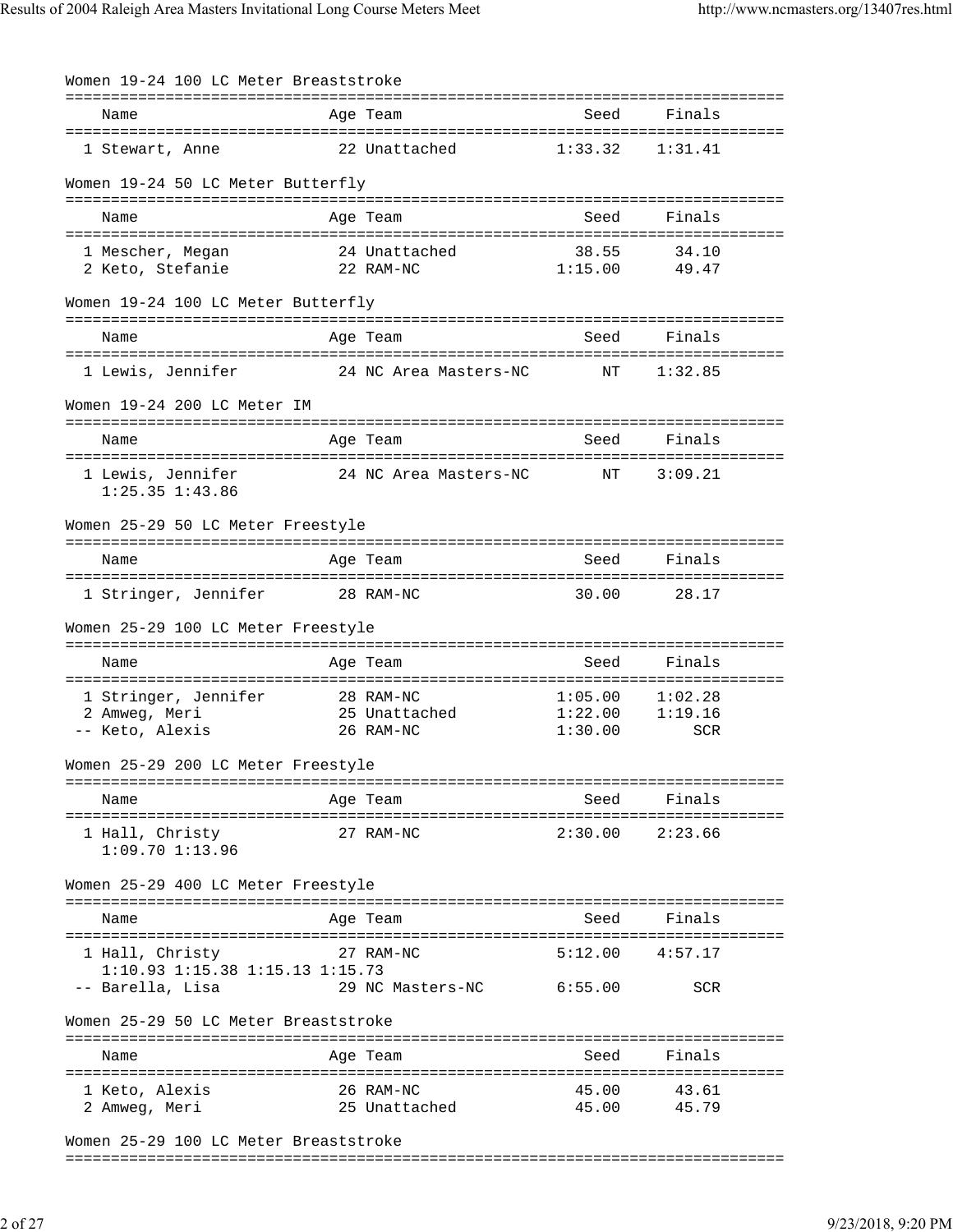### Women 19-24 100 LC Meter Breaststroke

| | Name | Age | Team | Seed | Finals |
|---|---|---|---|---|---|
| 1 | Stewart, Anne | 22 | Unattached | 1:33.32 | 1:31.41 |

### Women 19-24 50 LC Meter Butterfly

| | Name | Age | Team | Seed | Finals |
|---|---|---|---|---|---|
| 1 | Mescher, Megan | 24 | Unattached | 38.55 | 34.10 |
| 2 | Keto, Stefanie | 22 | RAM-NC | 1:15.00 | 49.47 |

### Women 19-24 100 LC Meter Butterfly

| | Name | Age | Team | Seed | Finals |
|---|---|---|---|---|---|
| 1 | Lewis, Jennifer | 24 | NC Area Masters-NC | NT | 1:32.85 |

### Women 19-24 200 LC Meter IM

| | Name | Age | Team | Seed | Finals |
|---|---|---|---|---|---|
| 1 | Lewis, Jennifer | 24 | NC Area Masters-NC | NT | 3:09.21 |
| | 1:25.35 1:43.86 | | | | |

### Women 25-29 50 LC Meter Freestyle

| | Name | Age | Team | Seed | Finals |
|---|---|---|---|---|---|
| 1 | Stringer, Jennifer | 28 | RAM-NC | 30.00 | 28.17 |

### Women 25-29 100 LC Meter Freestyle

| | Name | Age | Team | Seed | Finals |
|---|---|---|---|---|---|
| 1 | Stringer, Jennifer | 28 | RAM-NC | 1:05.00 | 1:02.28 |
| 2 | Amweg, Meri | 25 | Unattached | 1:22.00 | 1:19.16 |
| -- | Keto, Alexis | 26 | RAM-NC | 1:30.00 | SCR |

### Women 25-29 200 LC Meter Freestyle

| | Name | Age | Team | Seed | Finals |
|---|---|---|---|---|---|
| 1 | Hall, Christy | 27 | RAM-NC | 2:30.00 | 2:23.66 |
| | 1:09.70 1:13.96 | | | | |

### Women 25-29 400 LC Meter Freestyle

| | Name | Age | Team | Seed | Finals |
|---|---|---|---|---|---|
| 1 | Hall, Christy | 27 | RAM-NC | 5:12.00 | 4:57.17 |
| | 1:10.93 1:15.38 1:15.13 1:15.73 | | | | |
| -- | Barella, Lisa | 29 | NC Masters-NC | 6:55.00 | SCR |

### Women 25-29 50 LC Meter Breaststroke

| | Name | Age | Team | Seed | Finals |
|---|---|---|---|---|---|
| 1 | Keto, Alexis | 26 | RAM-NC | 45.00 | 43.61 |
| 2 | Amweg, Meri | 25 | Unattached | 45.00 | 45.79 |

### Women 25-29 100 LC Meter Breaststroke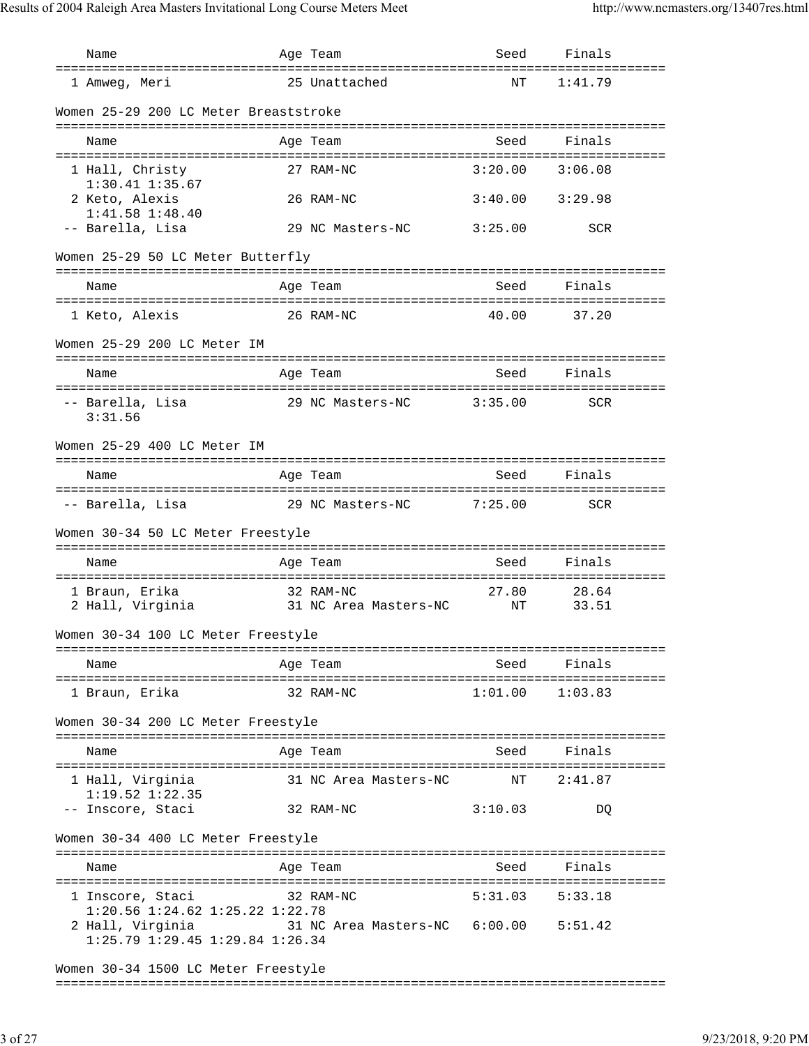| Name | Age | Team | Seed | Finals |
|---|---|---|---|---|
| 1 Amweg, Meri | 25 | Unattached | NT | 1:41.79 |

Women 25-29 200 LC Meter Breaststroke

| Name | Age | Team | Seed | Finals |
|---|---|---|---|---|
| 1 Hall, Christy | 27 | RAM-NC | 3:20.00 | 3:06.08 |
| 1:30.41 1:35.67 | | | | |
| 2 Keto, Alexis | 26 | RAM-NC | 3:40.00 | 3:29.98 |
| 1:41.58 1:48.40 | | | | |
| -- Barella, Lisa | 29 | NC Masters-NC | 3:25.00 | SCR |

Women 25-29 50 LC Meter Butterfly

| Name | Age | Team | Seed | Finals |
|---|---|---|---|---|
| 1 Keto, Alexis | 26 | RAM-NC | 40.00 | 37.20 |

Women 25-29 200 LC Meter IM

| Name | Age | Team | Seed | Finals |
|---|---|---|---|---|
| -- Barella, Lisa | 29 | NC Masters-NC | 3:35.00 | SCR |
| 3:31.56 | | | | |

Women 25-29 400 LC Meter IM

| Name | Age | Team | Seed | Finals |
|---|---|---|---|---|
| -- Barella, Lisa | 29 | NC Masters-NC | 7:25.00 | SCR |

Women 30-34 50 LC Meter Freestyle

| Name | Age | Team | Seed | Finals |
|---|---|---|---|---|
| 1 Braun, Erika | 32 | RAM-NC | 27.80 | 28.64 |
| 2 Hall, Virginia | 31 | NC Area Masters-NC | NT | 33.51 |

Women 30-34 100 LC Meter Freestyle

| Name | Age | Team | Seed | Finals |
|---|---|---|---|---|
| 1 Braun, Erika | 32 | RAM-NC | 1:01.00 | 1:03.83 |

Women 30-34 200 LC Meter Freestyle

| Name | Age | Team | Seed | Finals |
|---|---|---|---|---|
| 1 Hall, Virginia | 31 | NC Area Masters-NC | NT | 2:41.87 |
| 1:19.52 1:22.35 | | | | |
| -- Inscore, Staci | 32 | RAM-NC | 3:10.03 | DQ |

Women 30-34 400 LC Meter Freestyle

| Name | Age | Team | Seed | Finals |
|---|---|---|---|---|
| 1 Inscore, Staci | 32 | RAM-NC | 5:31.03 | 5:33.18 |
| 1:20.56 1:24.62 1:25.22 1:22.78 | | | | |
| 2 Hall, Virginia | 31 | NC Area Masters-NC | 6:00.00 | 5:51.42 |
| 1:25.79 1:29.45 1:29.84 1:26.34 | | | | |

Women 30-34 1500 LC Meter Freestyle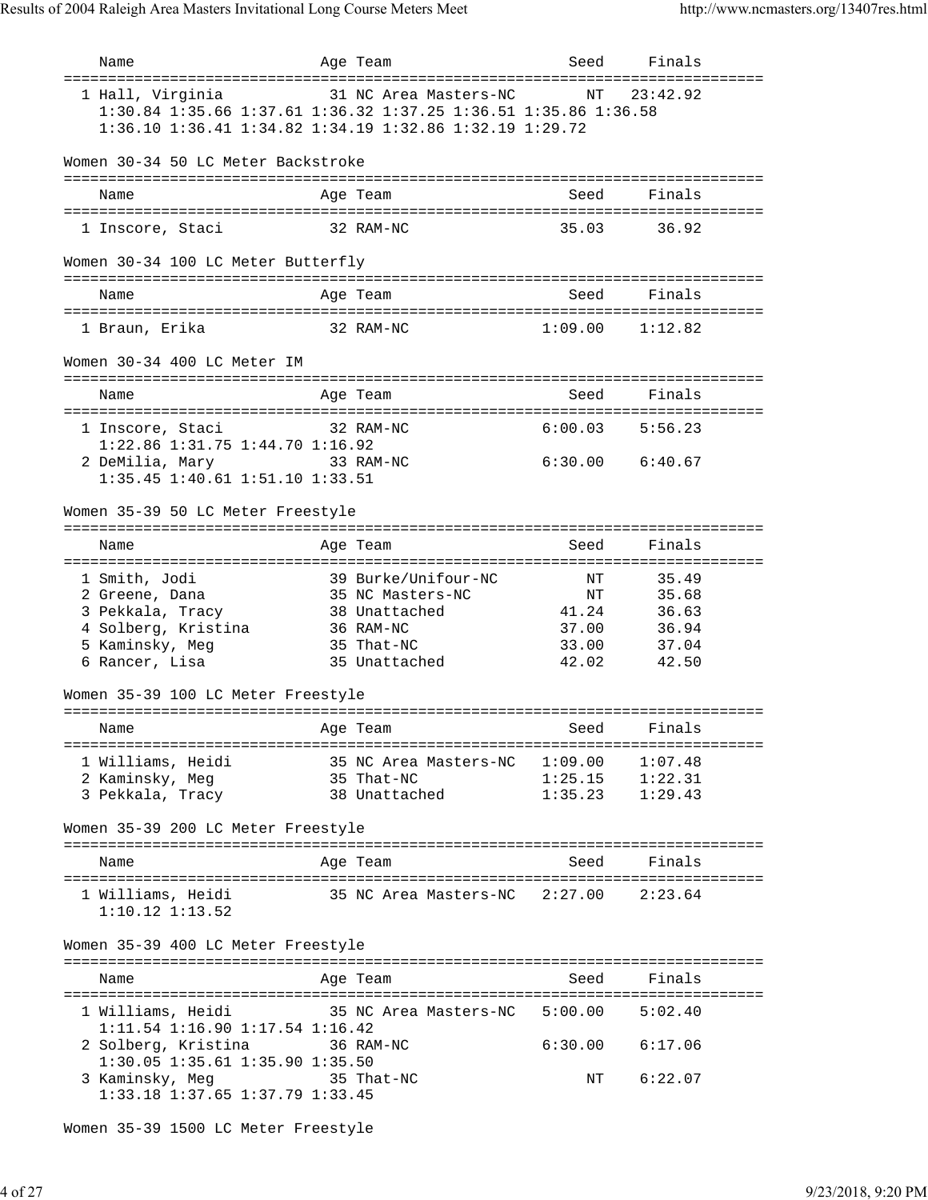| Name | Age | Team | Seed | Finals |
|---|---|---|---|---|
| 1 Hall, Virginia | 31 | NC Area Masters-NC | NT | 23:42.92 |

1:30.84 1:35.66 1:37.61 1:36.32 1:37.25 1:36.51 1:35.86 1:36.58
1:36.10 1:36.41 1:34.82 1:34.19 1:32.86 1:32.19 1:29.72

## Women 30-34 50 LC Meter Backstroke

| Name | Age | Team | Seed | Finals |
|---|---|---|---|---|
| 1 Inscore, Staci | 32 | RAM-NC | 35.03 | 36.92 |

## Women 30-34 100 LC Meter Butterfly

| Name | Age | Team | Seed | Finals |
|---|---|---|---|---|
| 1 Braun, Erika | 32 | RAM-NC | 1:09.00 | 1:12.82 |

## Women 30-34 400 LC Meter IM

| Name | Age | Team | Seed | Finals |
|---|---|---|---|---|
| 1 Inscore, Staci | 32 | RAM-NC | 6:00.03 | 5:56.23 |
| 1:22.86 1:31.75 1:44.70 1:16.92 | | | | |
| 2 DeMilia, Mary | 33 | RAM-NC | 6:30.00 | 6:40.67 |
| 1:35.45 1:40.61 1:51.10 1:33.51 | | | | |

## Women 35-39 50 LC Meter Freestyle

| Name | Age | Team | Seed | Finals |
|---|---|---|---|---|
| 1 Smith, Jodi | 39 | Burke/Unifour-NC | NT | 35.49 |
| 2 Greene, Dana | 35 | NC Masters-NC | NT | 35.68 |
| 3 Pekkala, Tracy | 38 | Unattached | 41.24 | 36.63 |
| 4 Solberg, Kristina | 36 | RAM-NC | 37.00 | 36.94 |
| 5 Kaminsky, Meg | 35 | That-NC | 33.00 | 37.04 |
| 6 Rancer, Lisa | 35 | Unattached | 42.02 | 42.50 |

## Women 35-39 100 LC Meter Freestyle

| Name | Age | Team | Seed | Finals |
|---|---|---|---|---|
| 1 Williams, Heidi | 35 | NC Area Masters-NC | 1:09.00 | 1:07.48 |
| 2 Kaminsky, Meg | 35 | That-NC | 1:25.15 | 1:22.31 |
| 3 Pekkala, Tracy | 38 | Unattached | 1:35.23 | 1:29.43 |

## Women 35-39 200 LC Meter Freestyle

| Name | Age | Team | Seed | Finals |
|---|---|---|---|---|
| 1 Williams, Heidi | 35 | NC Area Masters-NC | 2:27.00 | 2:23.64 |
| 1:10.12 1:13.52 | | | | |

## Women 35-39 400 LC Meter Freestyle

| Name | Age | Team | Seed | Finals |
|---|---|---|---|---|
| 1 Williams, Heidi | 35 | NC Area Masters-NC | 5:00.00 | 5:02.40 |
| 1:11.54 1:16.90 1:17.54 1:16.42 | | | | |
| 2 Solberg, Kristina | 36 | RAM-NC | 6:30.00 | 6:17.06 |
| 1:30.05 1:35.61 1:35.90 1:35.50 | | | | |
| 3 Kaminsky, Meg | 35 | That-NC | NT | 6:22.07 |
| 1:33.18 1:37.65 1:37.79 1:33.45 | | | | |

## Women 35-39 1500 LC Meter Freestyle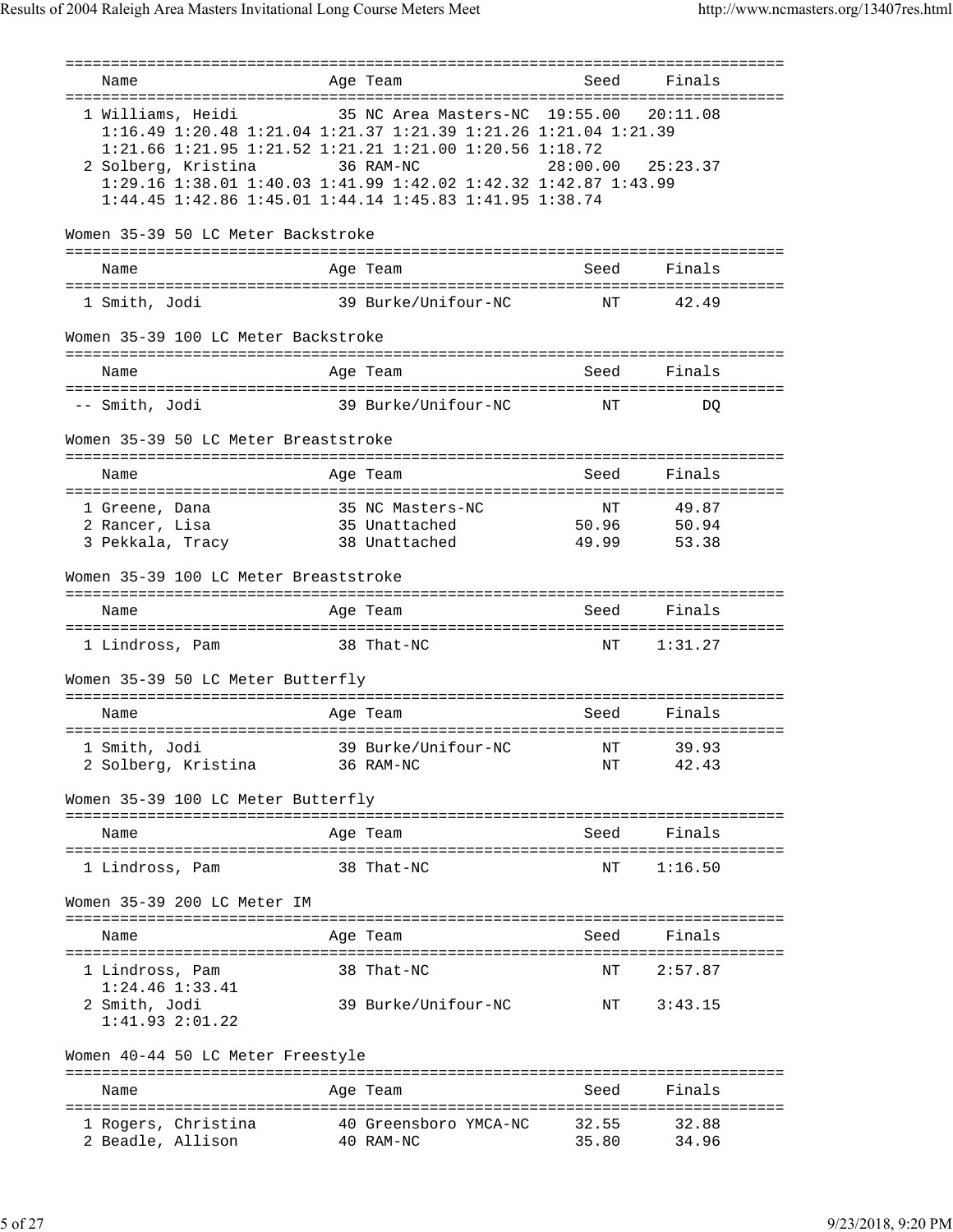| Name | Age | Team | Seed | Finals |
|---|---|---|---|---|
| 1 Williams, Heidi | 35 | NC Area Masters-NC | 19:55.00 | 20:11.08 |
| 1:16.49 1:20.48 1:21.04 1:21.37 1:21.39 1:21.26 1:21.04 1:21.39 | | | | |
| 1:21.66 1:21.95 1:21.52 1:21.21 1:21.00 1:20.56 1:18.72 | | | | |
| 2 Solberg, Kristina | 36 | RAM-NC | 28:00.00 | 25:23.37 |
| 1:29.16 1:38.01 1:40.03 1:41.99 1:42.02 1:42.32 1:42.87 1:43.99 | | | | |
| 1:44.45 1:42.86 1:45.01 1:44.14 1:45.83 1:41.95 1:38.74 | | | | |

## Women 35-39 50 LC Meter Backstroke

| Name | Age | Team | Seed | Finals |
|---|---|---|---|---|
| 1 Smith, Jodi | 39 | Burke/Unifour-NC | NT | 42.49 |

## Women 35-39 100 LC Meter Backstroke

| Name | Age | Team | Seed | Finals |
|---|---|---|---|---|
| -- Smith, Jodi | 39 | Burke/Unifour-NC | NT | DQ |

## Women 35-39 50 LC Meter Breaststroke

| Name | Age | Team | Seed | Finals |
|---|---|---|---|---|
| 1 Greene, Dana | 35 | NC Masters-NC | NT | 49.87 |
| 2 Rancer, Lisa | 35 | Unattached | 50.96 | 50.94 |
| 3 Pekkala, Tracy | 38 | Unattached | 49.99 | 53.38 |

## Women 35-39 100 LC Meter Breaststroke

| Name | Age | Team | Seed | Finals |
|---|---|---|---|---|
| 1 Lindross, Pam | 38 | That-NC | NT | 1:31.27 |

## Women 35-39 50 LC Meter Butterfly

| Name | Age | Team | Seed | Finals |
|---|---|---|---|---|
| 1 Smith, Jodi | 39 | Burke/Unifour-NC | NT | 39.93 |
| 2 Solberg, Kristina | 36 | RAM-NC | NT | 42.43 |

## Women 35-39 100 LC Meter Butterfly

| Name | Age | Team | Seed | Finals |
|---|---|---|---|---|
| 1 Lindross, Pam | 38 | That-NC | NT | 1:16.50 |

## Women 35-39 200 LC Meter IM

| Name | Age | Team | Seed | Finals |
|---|---|---|---|---|
| 1 Lindross, Pam | 38 | That-NC | NT | 2:57.87 |
| 1:24.46 1:33.41 | | | | |
| 2 Smith, Jodi | 39 | Burke/Unifour-NC | NT | 3:43.15 |
| 1:41.93 2:01.22 | | | | |

## Women 40-44 50 LC Meter Freestyle

| Name | Age | Team | Seed | Finals |
|---|---|---|---|---|
| 1 Rogers, Christina | 40 | Greensboro YMCA-NC | 32.55 | 32.88 |
| 2 Beadle, Allison | 40 | RAM-NC | 35.80 | 34.96 |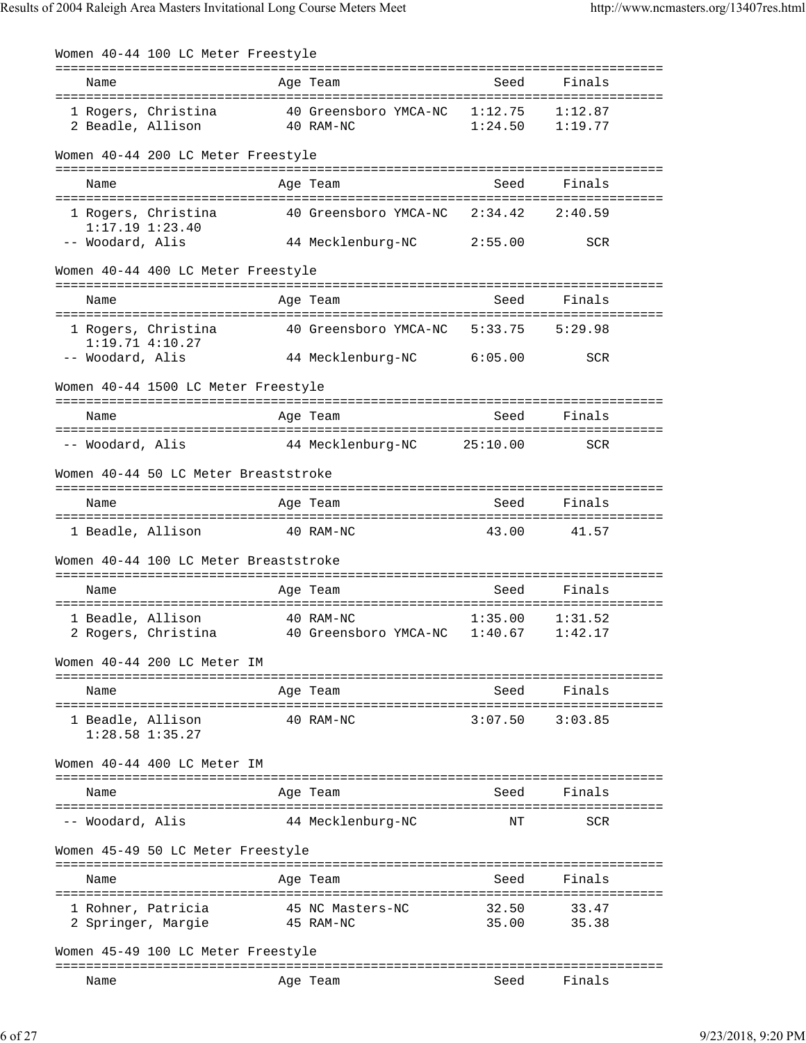### Women 40-44 100 LC Meter Freestyle

| | Name | Age | Team | Seed | Finals |
|---|---|---|---|---|---|
| 1 | Rogers, Christina | 40 | Greensboro YMCA-NC | 1:12.75 | 1:12.87 |
| 2 | Beadle, Allison | 40 | RAM-NC | 1:24.50 | 1:19.77 |

### Women 40-44 200 LC Meter Freestyle

| | Name | Age | Team | Seed | Finals |
|---|---|---|---|---|---|
| 1 | Rogers, Christina | 40 | Greensboro YMCA-NC | 2:34.42 | 2:40.59 |
| | 1:17.19 1:23.40 | | | | |
| -- | Woodard, Alis | 44 | Mecklenburg-NC | 2:55.00 | SCR |

### Women 40-44 400 LC Meter Freestyle

| | Name | Age | Team | Seed | Finals |
|---|---|---|---|---|---|
| 1 | Rogers, Christina | 40 | Greensboro YMCA-NC | 5:33.75 | 5:29.98 |
| | 1:19.71 4:10.27 | | | | |
| -- | Woodard, Alis | 44 | Mecklenburg-NC | 6:05.00 | SCR |

### Women 40-44 1500 LC Meter Freestyle

| | Name | Age | Team | Seed | Finals |
|---|---|---|---|---|---|
| -- | Woodard, Alis | 44 | Mecklenburg-NC | 25:10.00 | SCR |

### Women 40-44 50 LC Meter Breaststroke

| | Name | Age | Team | Seed | Finals |
|---|---|---|---|---|---|
| 1 | Beadle, Allison | 40 | RAM-NC | 43.00 | 41.57 |

### Women 40-44 100 LC Meter Breaststroke

| | Name | Age | Team | Seed | Finals |
|---|---|---|---|---|---|
| 1 | Beadle, Allison | 40 | RAM-NC | 1:35.00 | 1:31.52 |
| 2 | Rogers, Christina | 40 | Greensboro YMCA-NC | 1:40.67 | 1:42.17 |

### Women 40-44 200 LC Meter IM

| | Name | Age | Team | Seed | Finals |
|---|---|---|---|---|---|
| 1 | Beadle, Allison | 40 | RAM-NC | 3:07.50 | 3:03.85 |
| | 1:28.58 1:35.27 | | | | |

### Women 40-44 400 LC Meter IM

| | Name | Age | Team | Seed | Finals |
|---|---|---|---|---|---|
| -- | Woodard, Alis | 44 | Mecklenburg-NC | NT | SCR |

### Women 45-49 50 LC Meter Freestyle

| | Name | Age | Team | Seed | Finals |
|---|---|---|---|---|---|
| 1 | Rohner, Patricia | 45 | NC Masters-NC | 32.50 | 33.47 |
| 2 | Springer, Margie | 45 | RAM-NC | 35.00 | 35.38 |

### Women 45-49 100 LC Meter Freestyle

| | Name | Age | Team | Seed | Finals |
|---|---|---|---|---|---|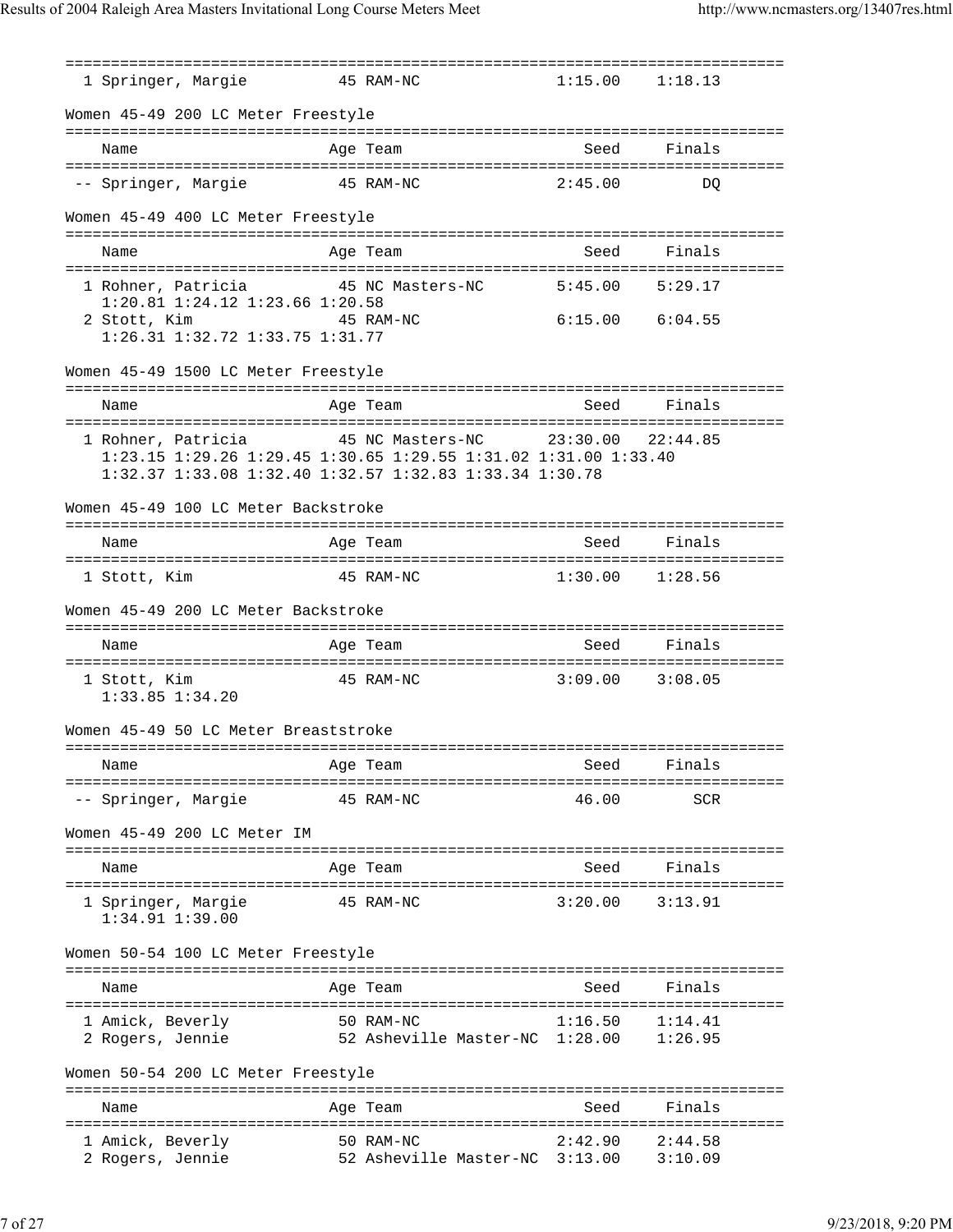| | Name | Age | Team | Seed | Finals |
|---|---|---|---|---|---|
| 1 | Springer, Margie | 45 | RAM-NC | 1:15.00 | 1:18.13 |

### Women 45-49 200 LC Meter Freestyle

| | Name | Age | Team | Seed | Finals |
|---|---|---|---|---|---|
| -- | Springer, Margie | 45 | RAM-NC | 2:45.00 | DQ |

### Women 45-49 400 LC Meter Freestyle

| | Name | Age | Team | Seed | Finals |
|---|---|---|---|---|---|
| 1 | Rohner, Patricia | 45 | NC Masters-NC | 5:45.00 | 5:29.17 |
| | 1:20.81 1:24.12 1:23.66 1:20.58 | | | | |
| 2 | Stott, Kim | 45 | RAM-NC | 6:15.00 | 6:04.55 |
| | 1:26.31 1:32.72 1:33.75 1:31.77 | | | | |

### Women 45-49 1500 LC Meter Freestyle

| | Name | Age | Team | Seed | Finals |
|---|---|---|---|---|---|
| 1 | Rohner, Patricia | 45 | NC Masters-NC | 23:30.00 | 22:44.85 |
| | 1:23.15 1:29.26 1:29.45 1:30.65 1:29.55 1:31.02 1:31.00 1:33.40 | | | | |
| | 1:32.37 1:33.08 1:32.40 1:32.57 1:32.83 1:33.34 1:30.78 | | | | |

### Women 45-49 100 LC Meter Backstroke

| | Name | Age | Team | Seed | Finals |
|---|---|---|---|---|---|
| 1 | Stott, Kim | 45 | RAM-NC | 1:30.00 | 1:28.56 |

### Women 45-49 200 LC Meter Backstroke

| | Name | Age | Team | Seed | Finals |
|---|---|---|---|---|---|
| 1 | Stott, Kim | 45 | RAM-NC | 3:09.00 | 3:08.05 |
| | 1:33.85 1:34.20 | | | | |

### Women 45-49 50 LC Meter Breaststroke

| | Name | Age | Team | Seed | Finals |
|---|---|---|---|---|---|
| -- | Springer, Margie | 45 | RAM-NC | 46.00 | SCR |

### Women 45-49 200 LC Meter IM

| | Name | Age | Team | Seed | Finals |
|---|---|---|---|---|---|
| 1 | Springer, Margie | 45 | RAM-NC | 3:20.00 | 3:13.91 |
| | 1:34.91 1:39.00 | | | | |

### Women 50-54 100 LC Meter Freestyle

| | Name | Age | Team | Seed | Finals |
|---|---|---|---|---|---|
| 1 | Amick, Beverly | 50 | RAM-NC | 1:16.50 | 1:14.41 |
| 2 | Rogers, Jennie | 52 | Asheville Master-NC | 1:28.00 | 1:26.95 |

### Women 50-54 200 LC Meter Freestyle

| | Name | Age | Team | Seed | Finals |
|---|---|---|---|---|---|
| 1 | Amick, Beverly | 50 | RAM-NC | 2:42.90 | 2:44.58 |
| 2 | Rogers, Jennie | 52 | Asheville Master-NC | 3:13.00 | 3:10.09 |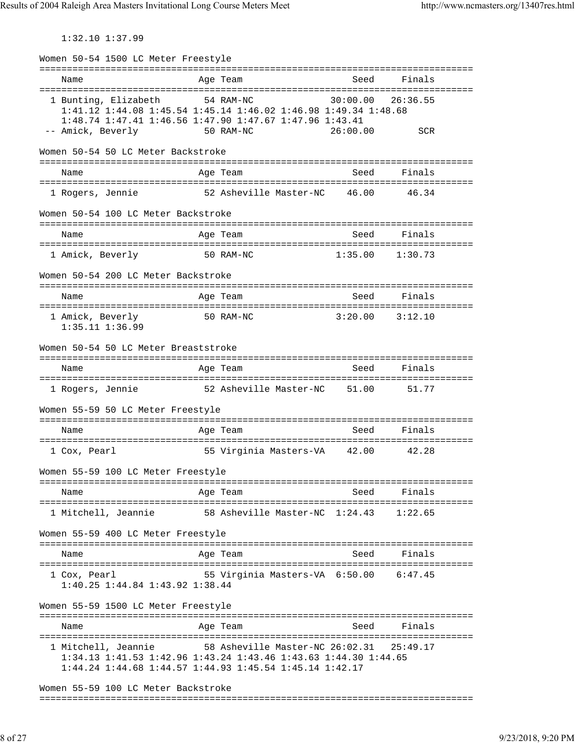1:32.10 1:37.99

Women 50-54 1500 LC Meter Freestyle

| | Name | Age | Team | Seed | Finals |
|---|---|---|---|---|---|
| 1 | Bunting, Elizabeth | 54 | RAM-NC | 30:00.00 | 26:36.55 |
| | 1:41.12 1:44.08 1:45.54 1:45.14 1:46.02 1:46.98 1:49.34 1:48.68 | | | | |
| | 1:48.74 1:47.41 1:46.56 1:47.90 1:47.67 1:47.96 1:43.41 | | | | |
| -- | Amick, Beverly | 50 | RAM-NC | 26:00.00 | SCR |

Women 50-54 50 LC Meter Backstroke

| | Name | Age | Team | Seed | Finals |
|---|---|---|---|---|---|
| 1 | Rogers, Jennie | 52 | Asheville Master-NC | 46.00 | 46.34 |

Women 50-54 100 LC Meter Backstroke

| | Name | Age | Team | Seed | Finals |
|---|---|---|---|---|---|
| 1 | Amick, Beverly | 50 | RAM-NC | 1:35.00 | 1:30.73 |

Women 50-54 200 LC Meter Backstroke

| | Name | Age | Team | Seed | Finals |
|---|---|---|---|---|---|
| 1 | Amick, Beverly | 50 | RAM-NC | 3:20.00 | 3:12.10 |
| | 1:35.11 1:36.99 | | | | |

Women 50-54 50 LC Meter Breaststroke

| | Name | Age | Team | Seed | Finals |
|---|---|---|---|---|---|
| 1 | Rogers, Jennie | 52 | Asheville Master-NC | 51.00 | 51.77 |

Women 55-59 50 LC Meter Freestyle

| | Name | Age | Team | Seed | Finals |
|---|---|---|---|---|---|
| 1 | Cox, Pearl | 55 | Virginia Masters-VA | 42.00 | 42.28 |

Women 55-59 100 LC Meter Freestyle

| | Name | Age | Team | Seed | Finals |
|---|---|---|---|---|---|
| 1 | Mitchell, Jeannie | 58 | Asheville Master-NC | 1:24.43 | 1:22.65 |

Women 55-59 400 LC Meter Freestyle

| | Name | Age | Team | Seed | Finals |
|---|---|---|---|---|---|
| 1 | Cox, Pearl | 55 | Virginia Masters-VA | 6:50.00 | 6:47.45 |
| | 1:40.25 1:44.84 1:43.92 1:38.44 | | | | |

Women 55-59 1500 LC Meter Freestyle

| | Name | Age | Team | Seed | Finals |
|---|---|---|---|---|---|
| 1 | Mitchell, Jeannie | 58 | Asheville Master-NC | 26:02.31 | 25:49.17 |
| | 1:34.13 1:41.53 1:42.96 1:43.24 1:43.46 1:43.63 1:44.30 1:44.65 | | | | |
| | 1:44.24 1:44.68 1:44.57 1:44.93 1:45.54 1:45.14 1:42.17 | | | | |

Women 55-59 100 LC Meter Backstroke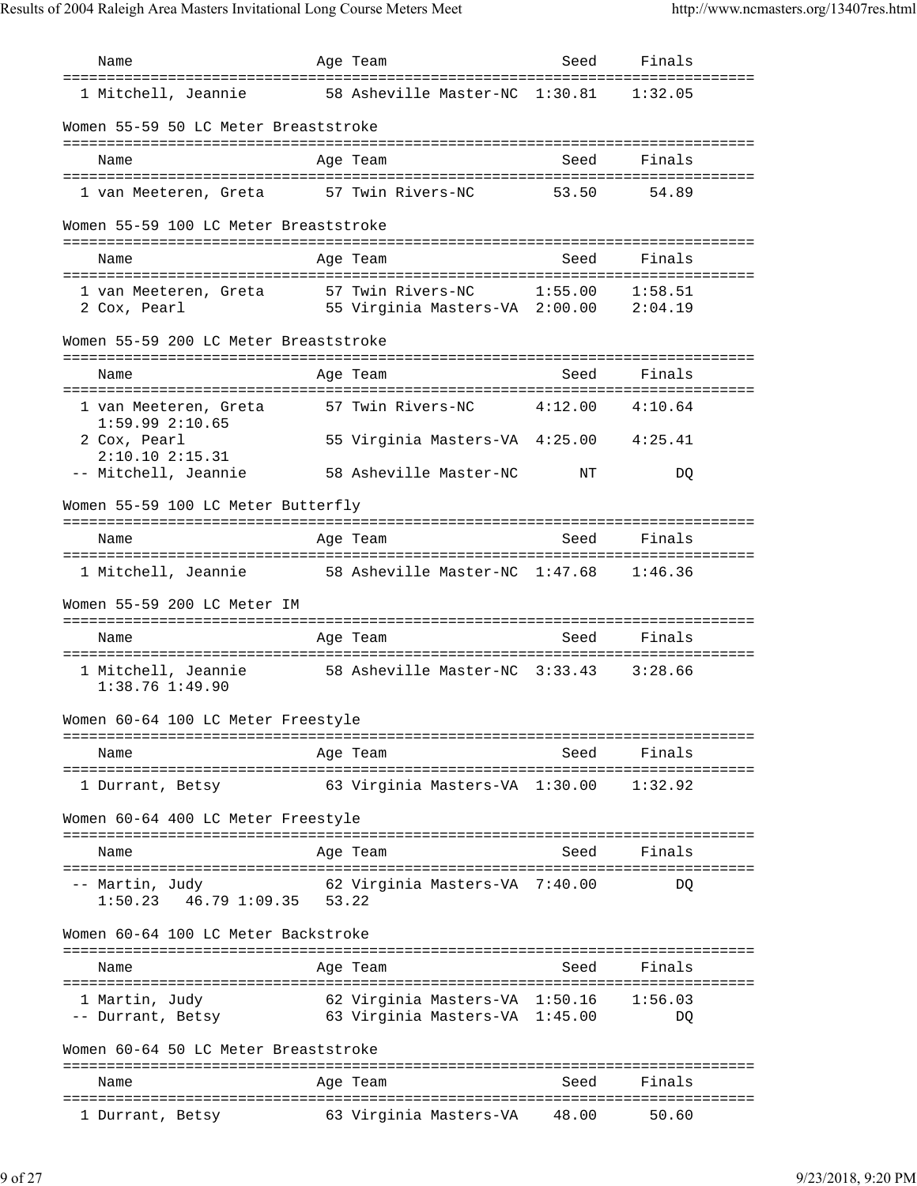| Name | Age | Team | Seed | Finals |
|---|---|---|---|---|
| 1 Mitchell, Jeannie | 58 | Asheville Master-NC | 1:30.81 | 1:32.05 |

Women 55-59 50 LC Meter Breaststroke

| Name | Age | Team | Seed | Finals |
|---|---|---|---|---|
| 1 van Meeteren, Greta | 57 | Twin Rivers-NC | 53.50 | 54.89 |

Women 55-59 100 LC Meter Breaststroke

| Name | Age | Team | Seed | Finals |
|---|---|---|---|---|
| 1 van Meeteren, Greta | 57 | Twin Rivers-NC | 1:55.00 | 1:58.51 |
| 2 Cox, Pearl | 55 | Virginia Masters-VA | 2:00.00 | 2:04.19 |

Women 55-59 200 LC Meter Breaststroke

| Name | Age | Team | Seed | Finals |
|---|---|---|---|---|
| 1 van Meeteren, Greta | 57 | Twin Rivers-NC | 4:12.00 | 4:10.64 |
| 1:59.99 2:10.65 | | | | |
| 2 Cox, Pearl | 55 | Virginia Masters-VA | 4:25.00 | 4:25.41 |
| 2:10.10 2:15.31 | | | | |
| -- Mitchell, Jeannie | 58 | Asheville Master-NC | NT | DQ |

Women 55-59 100 LC Meter Butterfly

| Name | Age | Team | Seed | Finals |
|---|---|---|---|---|
| 1 Mitchell, Jeannie | 58 | Asheville Master-NC | 1:47.68 | 1:46.36 |

Women 55-59 200 LC Meter IM

| Name | Age | Team | Seed | Finals |
|---|---|---|---|---|
| 1 Mitchell, Jeannie | 58 | Asheville Master-NC | 3:33.43 | 3:28.66 |
| 1:38.76 1:49.90 | | | | |

Women 60-64 100 LC Meter Freestyle

| Name | Age | Team | Seed | Finals |
|---|---|---|---|---|
| 1 Durrant, Betsy | 63 | Virginia Masters-VA | 1:30.00 | 1:32.92 |

Women 60-64 400 LC Meter Freestyle

| Name | Age | Team | Seed | Finals |
|---|---|---|---|---|
| -- Martin, Judy | 62 | Virginia Masters-VA | 7:40.00 | DQ |
| 1:50.23 46.79 1:09.35 53.22 | | | | |

Women 60-64 100 LC Meter Backstroke

| Name | Age | Team | Seed | Finals |
|---|---|---|---|---|
| 1 Martin, Judy | 62 | Virginia Masters-VA | 1:50.16 | 1:56.03 |
| -- Durrant, Betsy | 63 | Virginia Masters-VA | 1:45.00 | DQ |

Women 60-64 50 LC Meter Breaststroke

| Name | Age | Team | Seed | Finals |
|---|---|---|---|---|
| 1 Durrant, Betsy | 63 | Virginia Masters-VA | 48.00 | 50.60 |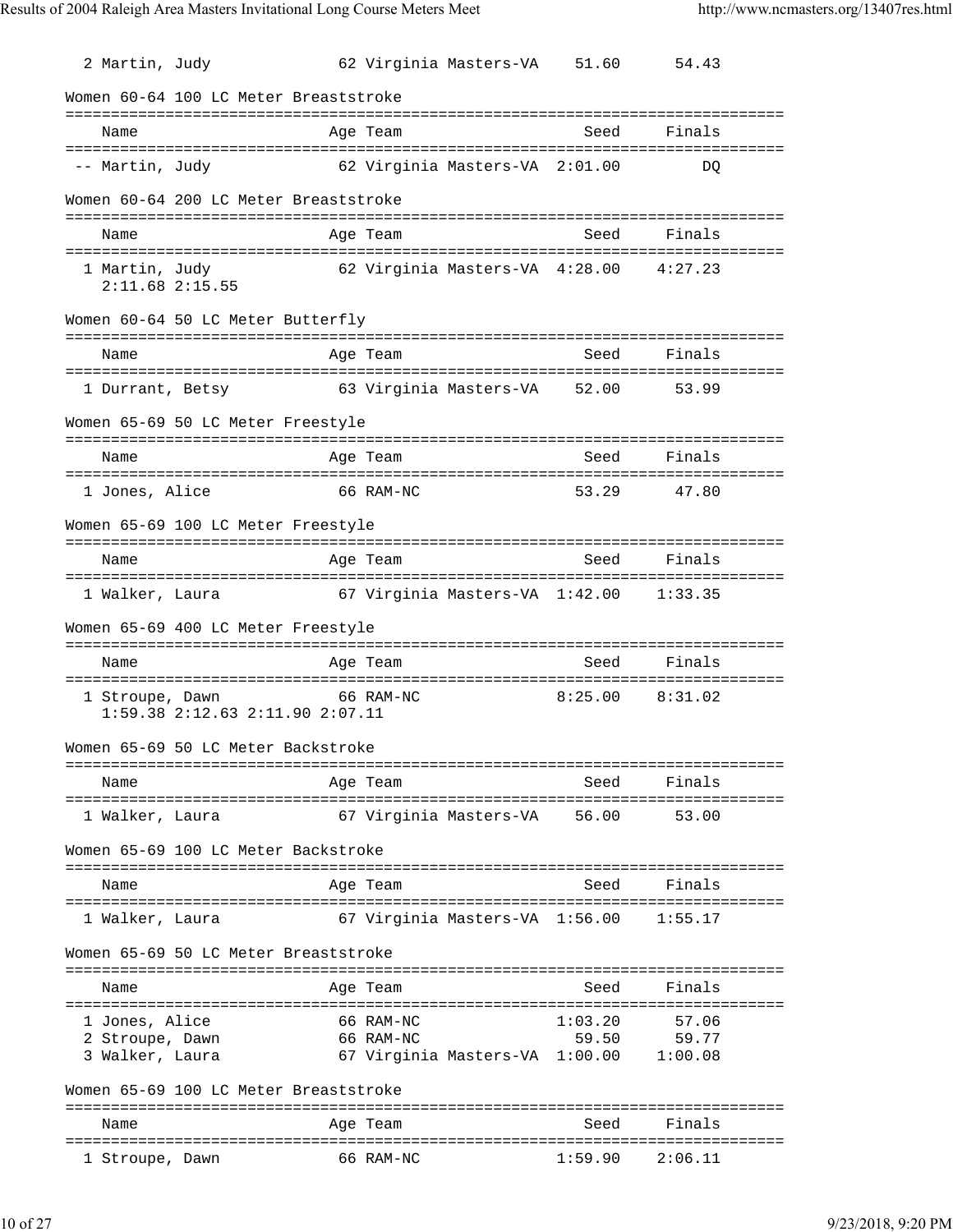| Place | Name | Age | Team | Seed | Finals |
|---|---|---|---|---|---|
| 2 | Martin, Judy | 62 | Virginia Masters-VA | 51.60 | 54.43 |

Women 60-64 100 LC Meter Breaststroke

| Place | Name | Age | Team | Seed | Finals |
|---|---|---|---|---|---|
| -- | Martin, Judy | 62 | Virginia Masters-VA | 2:01.00 | DQ |

Women 60-64 200 LC Meter Breaststroke

| Place | Name | Age | Team | Seed | Finals |
|---|---|---|---|---|---|
| 1 | Martin, Judy | 62 | Virginia Masters-VA | 4:28.00 | 4:27.23 |
| | 2:11.68 2:15.55 | | | | |

Women 60-64 50 LC Meter Butterfly

| Place | Name | Age | Team | Seed | Finals |
|---|---|---|---|---|---|
| 1 | Durrant, Betsy | 63 | Virginia Masters-VA | 52.00 | 53.99 |

Women 65-69 50 LC Meter Freestyle

| Place | Name | Age | Team | Seed | Finals |
|---|---|---|---|---|---|
| 1 | Jones, Alice | 66 | RAM-NC | 53.29 | 47.80 |

Women 65-69 100 LC Meter Freestyle

| Place | Name | Age | Team | Seed | Finals |
|---|---|---|---|---|---|
| 1 | Walker, Laura | 67 | Virginia Masters-VA | 1:42.00 | 1:33.35 |

Women 65-69 400 LC Meter Freestyle

| Place | Name | Age | Team | Seed | Finals |
|---|---|---|---|---|---|
| 1 | Stroupe, Dawn | 66 | RAM-NC | 8:25.00 | 8:31.02 |
| | 1:59.38 2:12.63 2:11.90 2:07.11 | | | | |

Women 65-69 50 LC Meter Backstroke

| Place | Name | Age | Team | Seed | Finals |
|---|---|---|---|---|---|
| 1 | Walker, Laura | 67 | Virginia Masters-VA | 56.00 | 53.00 |

Women 65-69 100 LC Meter Backstroke

| Place | Name | Age | Team | Seed | Finals |
|---|---|---|---|---|---|
| 1 | Walker, Laura | 67 | Virginia Masters-VA | 1:56.00 | 1:55.17 |

Women 65-69 50 LC Meter Breaststroke

| Place | Name | Age | Team | Seed | Finals |
|---|---|---|---|---|---|
| 1 | Jones, Alice | 66 | RAM-NC | 1:03.20 | 57.06 |
| 2 | Stroupe, Dawn | 66 | RAM-NC | 59.50 | 59.77 |
| 3 | Walker, Laura | 67 | Virginia Masters-VA | 1:00.00 | 1:00.08 |

Women 65-69 100 LC Meter Breaststroke

| Place | Name | Age | Team | Seed | Finals |
|---|---|---|---|---|---|
| 1 | Stroupe, Dawn | 66 | RAM-NC | 1:59.90 | 2:06.11 |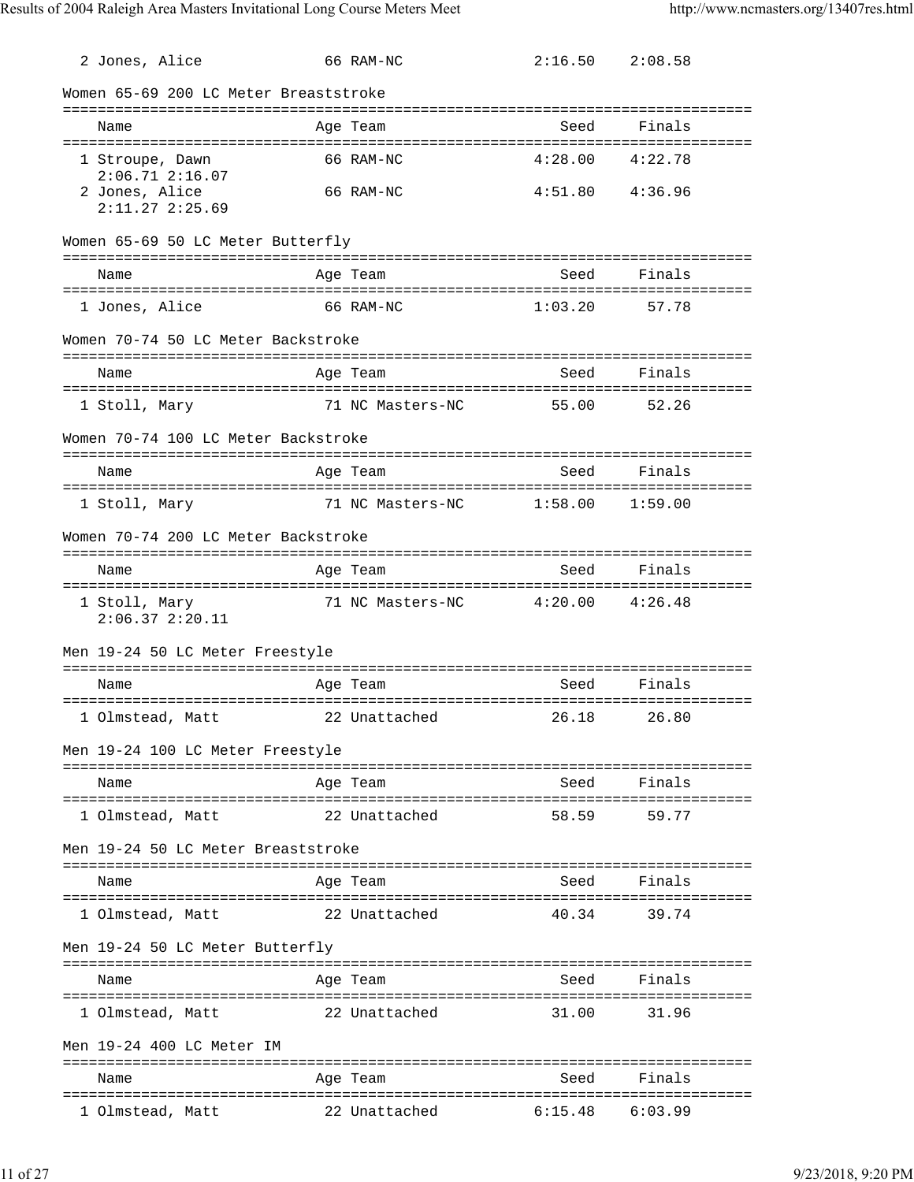| | Name | Age | Team | Seed | Finals |
|---|---|---|---|---|---|
| 2 | Jones, Alice | 66 | RAM-NC | 2:16.50 | 2:08.58 |

### Women 65-69 200 LC Meter Breaststroke

| | Name | Age | Team | Seed | Finals |
|---|---|---|---|---|---|
| 1 | Stroupe, Dawn | 66 | RAM-NC | 4:28.00 | 4:22.78 |
| | 2:06.71 2:16.07 | | | | |
| 2 | Jones, Alice | 66 | RAM-NC | 4:51.80 | 4:36.96 |
| | 2:11.27 2:25.69 | | | | |

### Women 65-69 50 LC Meter Butterfly

| | Name | Age | Team | Seed | Finals |
|---|---|---|---|---|---|
| 1 | Jones, Alice | 66 | RAM-NC | 1:03.20 | 57.78 |

### Women 70-74 50 LC Meter Backstroke

| | Name | Age | Team | Seed | Finals |
|---|---|---|---|---|---|
| 1 | Stoll, Mary | 71 | NC Masters-NC | 55.00 | 52.26 |

### Women 70-74 100 LC Meter Backstroke

| | Name | Age | Team | Seed | Finals |
|---|---|---|---|---|---|
| 1 | Stoll, Mary | 71 | NC Masters-NC | 1:58.00 | 1:59.00 |

### Women 70-74 200 LC Meter Backstroke

| | Name | Age | Team | Seed | Finals |
|---|---|---|---|---|---|
| 1 | Stoll, Mary | 71 | NC Masters-NC | 4:20.00 | 4:26.48 |
| | 2:06.37 2:20.11 | | | | |

### Men 19-24 50 LC Meter Freestyle

| | Name | Age | Team | Seed | Finals |
|---|---|---|---|---|---|
| 1 | Olmstead, Matt | 22 | Unattached | 26.18 | 26.80 |

### Men 19-24 100 LC Meter Freestyle

| | Name | Age | Team | Seed | Finals |
|---|---|---|---|---|---|
| 1 | Olmstead, Matt | 22 | Unattached | 58.59 | 59.77 |

### Men 19-24 50 LC Meter Breaststroke

| | Name | Age | Team | Seed | Finals |
|---|---|---|---|---|---|
| 1 | Olmstead, Matt | 22 | Unattached | 40.34 | 39.74 |

### Men 19-24 50 LC Meter Butterfly

| | Name | Age | Team | Seed | Finals |
|---|---|---|---|---|---|
| 1 | Olmstead, Matt | 22 | Unattached | 31.00 | 31.96 |

### Men 19-24 400 LC Meter IM

| | Name | Age | Team | Seed | Finals |
|---|---|---|---|---|---|
| 1 | Olmstead, Matt | 22 | Unattached | 6:15.48 | 6:03.99 |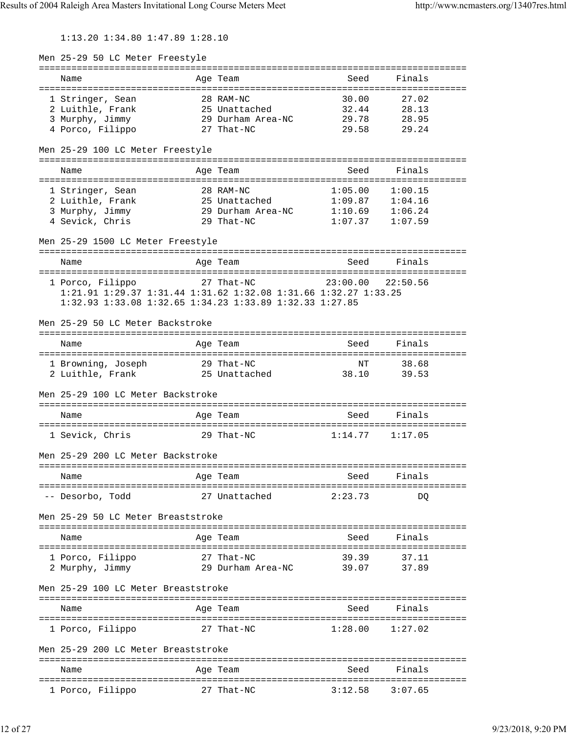1:13.20 1:34.80 1:47.89 1:28.10

### Men 25-29 50 LC Meter Freestyle

| Name | Age | Team | Seed | Finals |
|---|---|---|---|---|
| 1 Stringer, Sean | 28 | RAM-NC | 30.00 | 27.02 |
| 2 Luithle, Frank | 25 | Unattached | 32.44 | 28.13 |
| 3 Murphy, Jimmy | 29 | Durham Area-NC | 29.78 | 28.95 |
| 4 Porco, Filippo | 27 | That-NC | 29.58 | 29.24 |

### Men 25-29 100 LC Meter Freestyle

| Name | Age | Team | Seed | Finals |
|---|---|---|---|---|
| 1 Stringer, Sean | 28 | RAM-NC | 1:05.00 | 1:00.15 |
| 2 Luithle, Frank | 25 | Unattached | 1:09.87 | 1:04.16 |
| 3 Murphy, Jimmy | 29 | Durham Area-NC | 1:10.69 | 1:06.24 |
| 4 Sevick, Chris | 29 | That-NC | 1:07.37 | 1:07.59 |

### Men 25-29 1500 LC Meter Freestyle

| Name | Age | Team | Seed | Finals |
|---|---|---|---|---|
| 1 Porco, Filippo | 27 | That-NC | 23:00.00 | 22:50.56 |

1:21.91 1:29.37 1:31.44 1:31.62 1:32.08 1:31.66 1:32.27 1:33.25
1:32.93 1:33.08 1:32.65 1:34.23 1:33.89 1:32.33 1:27.85

### Men 25-29 50 LC Meter Backstroke

| Name | Age | Team | Seed | Finals |
|---|---|---|---|---|
| 1 Browning, Joseph | 29 | That-NC | NT | 38.68 |
| 2 Luithle, Frank | 25 | Unattached | 38.10 | 39.53 |

### Men 25-29 100 LC Meter Backstroke

| Name | Age | Team | Seed | Finals |
|---|---|---|---|---|
| 1 Sevick, Chris | 29 | That-NC | 1:14.77 | 1:17.05 |

### Men 25-29 200 LC Meter Backstroke

| Name | Age | Team | Seed | Finals |
|---|---|---|---|---|
| -- Desorbo, Todd | 27 | Unattached | 2:23.73 | DQ |

### Men 25-29 50 LC Meter Breaststroke

| Name | Age | Team | Seed | Finals |
|---|---|---|---|---|
| 1 Porco, Filippo | 27 | That-NC | 39.39 | 37.11 |
| 2 Murphy, Jimmy | 29 | Durham Area-NC | 39.07 | 37.89 |

### Men 25-29 100 LC Meter Breaststroke

| Name | Age | Team | Seed | Finals |
|---|---|---|---|---|
| 1 Porco, Filippo | 27 | That-NC | 1:28.00 | 1:27.02 |

### Men 25-29 200 LC Meter Breaststroke

| Name | Age | Team | Seed | Finals |
|---|---|---|---|---|
| 1 Porco, Filippo | 27 | That-NC | 3:12.58 | 3:07.65 |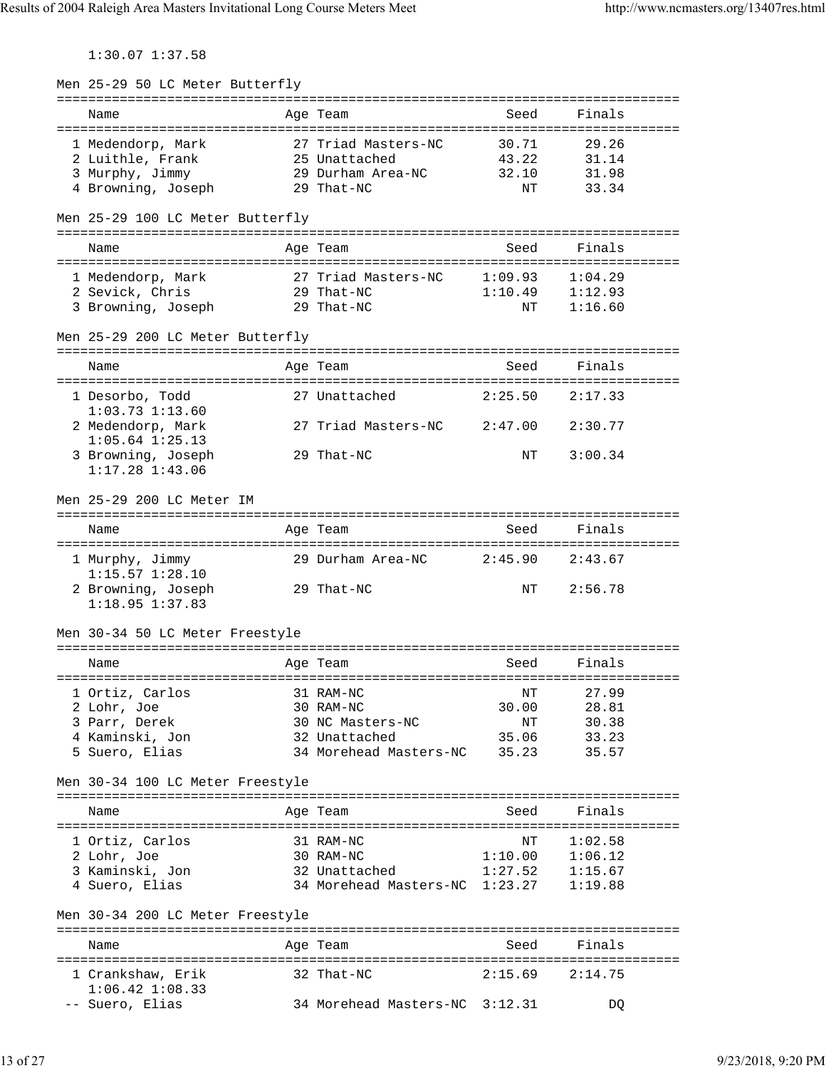1:30.07 1:37.58

## Men 25-29 50 LC Meter Butterfly

| Name | Age | Team | Seed | Finals |
|---|---|---|---|---|
| 1 Medendorp, Mark | 27 | Triad Masters-NC | 30.71 | 29.26 |
| 2 Luithle, Frank | 25 | Unattached | 43.22 | 31.14 |
| 3 Murphy, Jimmy | 29 | Durham Area-NC | 32.10 | 31.98 |
| 4 Browning, Joseph | 29 | That-NC | NT | 33.34 |

## Men 25-29 100 LC Meter Butterfly

| Name | Age | Team | Seed | Finals |
|---|---|---|---|---|
| 1 Medendorp, Mark | 27 | Triad Masters-NC | 1:09.93 | 1:04.29 |
| 2 Sevick, Chris | 29 | That-NC | 1:10.49 | 1:12.93 |
| 3 Browning, Joseph | 29 | That-NC | NT | 1:16.60 |

## Men 25-29 200 LC Meter Butterfly

| Name | Age | Team | Seed | Finals |
|---|---|---|---|---|
| 1 Desorbo, Todd<br>1:03.73 1:13.60 | 27 | Unattached | 2:25.50 | 2:17.33 |
| 2 Medendorp, Mark<br>1:05.64 1:25.13 | 27 | Triad Masters-NC | 2:47.00 | 2:30.77 |
| 3 Browning, Joseph<br>1:17.28 1:43.06 | 29 | That-NC | NT | 3:00.34 |

## Men 25-29 200 LC Meter IM

| Name | Age | Team | Seed | Finals |
|---|---|---|---|---|
| 1 Murphy, Jimmy<br>1:15.57 1:28.10 | 29 | Durham Area-NC | 2:45.90 | 2:43.67 |
| 2 Browning, Joseph<br>1:18.95 1:37.83 | 29 | That-NC | NT | 2:56.78 |

## Men 30-34 50 LC Meter Freestyle

| Name | Age | Team | Seed | Finals |
|---|---|---|---|---|
| 1 Ortiz, Carlos | 31 | RAM-NC | NT | 27.99 |
| 2 Lohr, Joe | 30 | RAM-NC | 30.00 | 28.81 |
| 3 Parr, Derek | 30 | NC Masters-NC | NT | 30.38 |
| 4 Kaminski, Jon | 32 | Unattached | 35.06 | 33.23 |
| 5 Suero, Elias | 34 | Morehead Masters-NC | 35.23 | 35.57 |

## Men 30-34 100 LC Meter Freestyle

| Name | Age | Team | Seed | Finals |
|---|---|---|---|---|
| 1 Ortiz, Carlos | 31 | RAM-NC | NT | 1:02.58 |
| 2 Lohr, Joe | 30 | RAM-NC | 1:10.00 | 1:06.12 |
| 3 Kaminski, Jon | 32 | Unattached | 1:27.52 | 1:15.67 |
| 4 Suero, Elias | 34 | Morehead Masters-NC | 1:23.27 | 1:19.88 |

## Men 30-34 200 LC Meter Freestyle

| Name | Age | Team | Seed | Finals |
|---|---|---|---|---|
| 1 Crankshaw, Erik<br>1:06.42 1:08.33 | 32 | That-NC | 2:15.69 | 2:14.75 |
| -- Suero, Elias | 34 | Morehead Masters-NC | 3:12.31 | DQ |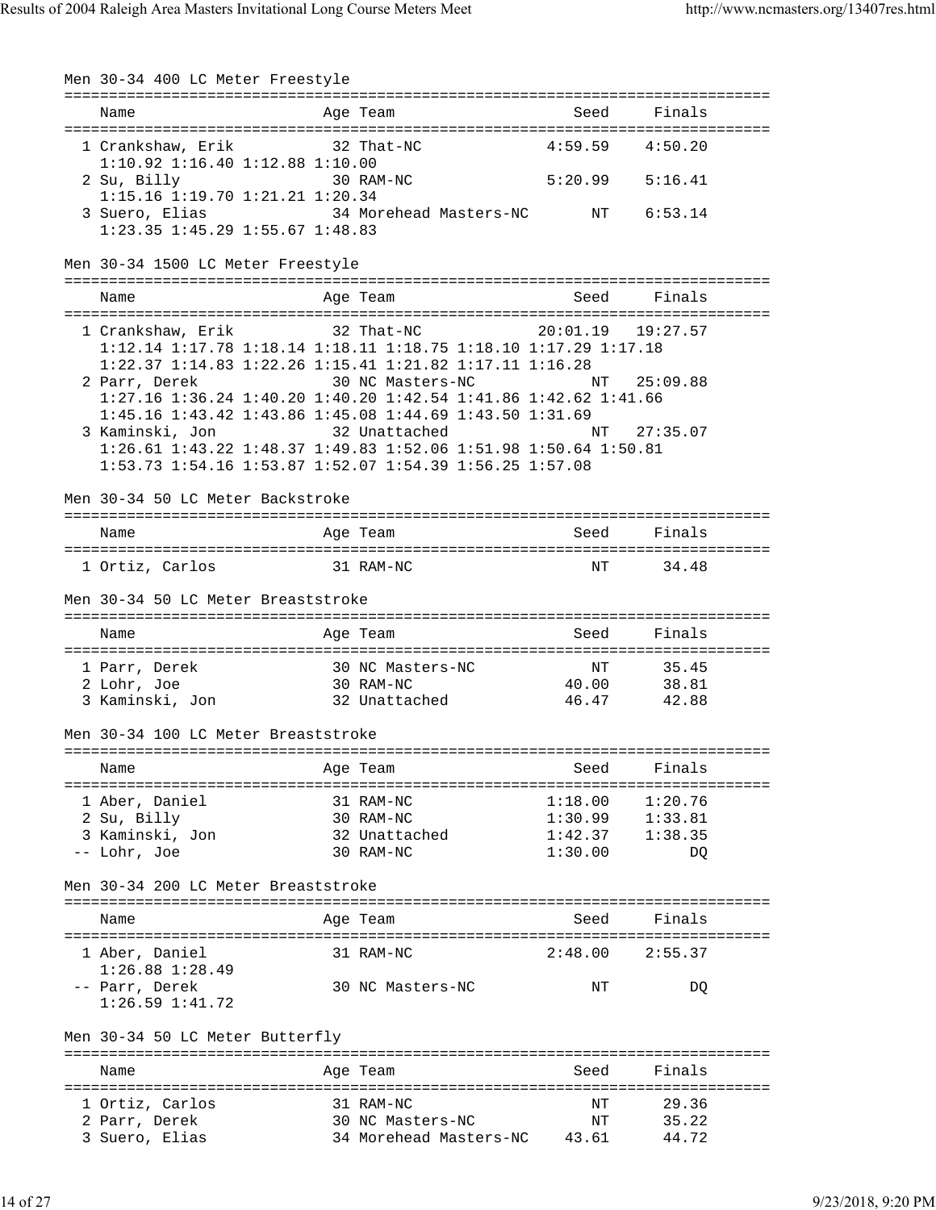### Men 30-34 400 LC Meter Freestyle

| Place | Name | Age | Team | Seed | Finals |
|---|---|---|---|---|---|
| 1 | Crankshaw, Erik | 32 | That-NC | 4:59.59 | 4:50.20 |
| | 1:10.92 1:16.40 1:12.88 1:10.00 | | | | |
| 2 | Su, Billy | 30 | RAM-NC | 5:20.99 | 5:16.41 |
| | 1:15.16 1:19.70 1:21.21 1:20.34 | | | | |
| 3 | Suero, Elias | 34 | Morehead Masters-NC | NT | 6:53.14 |
| | 1:23.35 1:45.29 1:55.67 1:48.83 | | | | |

### Men 30-34 1500 LC Meter Freestyle

| Place | Name | Age | Team | Seed | Finals |
|---|---|---|---|---|---|
| 1 | Crankshaw, Erik | 32 | That-NC | 20:01.19 | 19:27.57 |
| | 1:12.14 1:17.78 1:18.14 1:18.11 1:18.75 1:18.10 1:17.29 1:17.18 | | | | |
| | 1:22.37 1:14.83 1:22.26 1:15.41 1:21.82 1:17.11 1:16.28 | | | | |
| 2 | Parr, Derek | 30 | NC Masters-NC | NT | 25:09.88 |
| | 1:27.16 1:36.24 1:40.20 1:40.20 1:42.54 1:41.86 1:42.62 1:41.66 | | | | |
| | 1:45.16 1:43.42 1:43.86 1:45.08 1:44.69 1:43.50 1:31.69 | | | | |
| 3 | Kaminski, Jon | 32 | Unattached | NT | 27:35.07 |
| | 1:26.61 1:43.22 1:48.37 1:49.83 1:52.06 1:51.98 1:50.64 1:50.81 | | | | |
| | 1:53.73 1:54.16 1:53.87 1:52.07 1:54.39 1:56.25 1:57.08 | | | | |

### Men 30-34 50 LC Meter Backstroke

| Place | Name | Age | Team | Seed | Finals |
|---|---|---|---|---|---|
| 1 | Ortiz, Carlos | 31 | RAM-NC | NT | 34.48 |

### Men 30-34 50 LC Meter Breaststroke

| Place | Name | Age | Team | Seed | Finals |
|---|---|---|---|---|---|
| 1 | Parr, Derek | 30 | NC Masters-NC | NT | 35.45 |
| 2 | Lohr, Joe | 30 | RAM-NC | 40.00 | 38.81 |
| 3 | Kaminski, Jon | 32 | Unattached | 46.47 | 42.88 |

### Men 30-34 100 LC Meter Breaststroke

| Place | Name | Age | Team | Seed | Finals |
|---|---|---|---|---|---|
| 1 | Aber, Daniel | 31 | RAM-NC | 1:18.00 | 1:20.76 |
| 2 | Su, Billy | 30 | RAM-NC | 1:30.99 | 1:33.81 |
| 3 | Kaminski, Jon | 32 | Unattached | 1:42.37 | 1:38.35 |
| -- | Lohr, Joe | 30 | RAM-NC | 1:30.00 | DQ |

### Men 30-34 200 LC Meter Breaststroke

| Place | Name | Age | Team | Seed | Finals |
|---|---|---|---|---|---|
| 1 | Aber, Daniel | 31 | RAM-NC | 2:48.00 | 2:55.37 |
| | 1:26.88 1:28.49 | | | | |
| -- | Parr, Derek | 30 | NC Masters-NC | NT | DQ |
| | 1:26.59 1:41.72 | | | | |

### Men 30-34 50 LC Meter Butterfly

| Place | Name | Age | Team | Seed | Finals |
|---|---|---|---|---|---|
| 1 | Ortiz, Carlos | 31 | RAM-NC | NT | 29.36 |
| 2 | Parr, Derek | 30 | NC Masters-NC | NT | 35.22 |
| 3 | Suero, Elias | 34 | Morehead Masters-NC | 43.61 | 44.72 |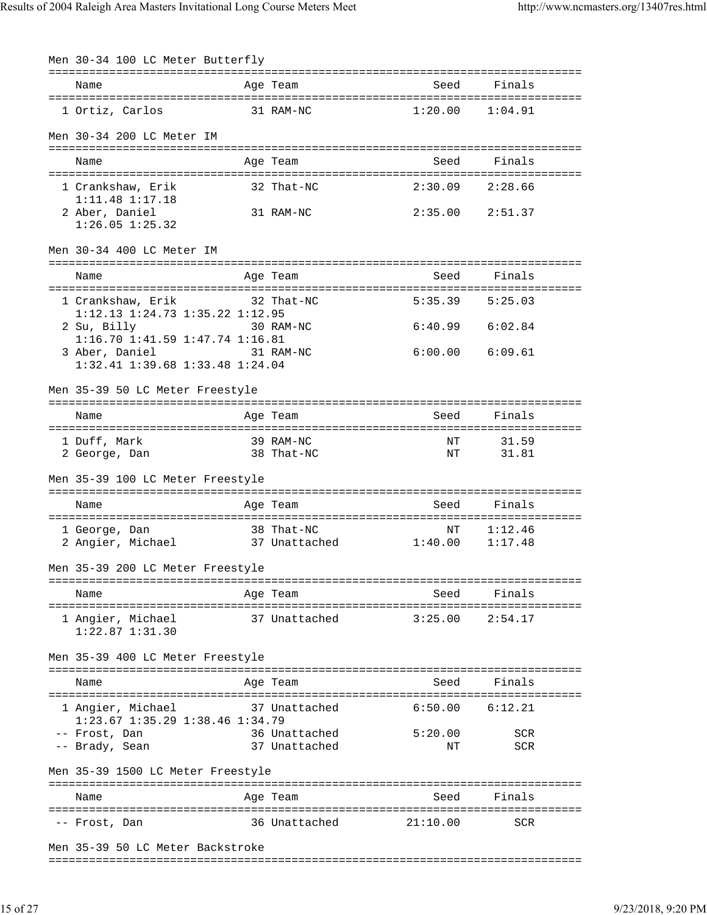## Men 30-34 100 LC Meter Butterfly

| | Name | Age | Team | Seed | Finals |
|---|---|---|---|---|---|
| 1 | Ortiz, Carlos | 31 | RAM-NC | 1:20.00 | 1:04.91 |

## Men 30-34 200 LC Meter IM

| | Name | Age | Team | Seed | Finals |
|---|---|---|---|---|---|
| 1 | Crankshaw, Erik | 32 | That-NC | 2:30.09 | 2:28.66 |
| | 1:11.48 1:17.18 | | | | |
| 2 | Aber, Daniel | 31 | RAM-NC | 2:35.00 | 2:51.37 |
| | 1:26.05 1:25.32 | | | | |

## Men 30-34 400 LC Meter IM

| | Name | Age | Team | Seed | Finals |
|---|---|---|---|---|---|
| 1 | Crankshaw, Erik | 32 | That-NC | 5:35.39 | 5:25.03 |
| | 1:12.13 1:24.73 1:35.22 1:12.95 | | | | |
| 2 | Su, Billy | 30 | RAM-NC | 6:40.99 | 6:02.84 |
| | 1:16.70 1:41.59 1:47.74 1:16.81 | | | | |
| 3 | Aber, Daniel | 31 | RAM-NC | 6:00.00 | 6:09.61 |
| | 1:32.41 1:39.68 1:33.48 1:24.04 | | | | |

## Men 35-39 50 LC Meter Freestyle

| | Name | Age | Team | Seed | Finals |
|---|---|---|---|---|---|
| 1 | Duff, Mark | 39 | RAM-NC | NT | 31.59 |
| 2 | George, Dan | 38 | That-NC | NT | 31.81 |

## Men 35-39 100 LC Meter Freestyle

| | Name | Age | Team | Seed | Finals |
|---|---|---|---|---|---|
| 1 | George, Dan | 38 | That-NC | NT | 1:12.46 |
| 2 | Angier, Michael | 37 | Unattached | 1:40.00 | 1:17.48 |

## Men 35-39 200 LC Meter Freestyle

| | Name | Age | Team | Seed | Finals |
|---|---|---|---|---|---|
| 1 | Angier, Michael | 37 | Unattached | 3:25.00 | 2:54.17 |
| | 1:22.87 1:31.30 | | | | |

## Men 35-39 400 LC Meter Freestyle

| | Name | Age | Team | Seed | Finals |
|---|---|---|---|---|---|
| 1 | Angier, Michael | 37 | Unattached | 6:50.00 | 6:12.21 |
| | 1:23.67 1:35.29 1:38.46 1:34.79 | | | | |
| -- | Frost, Dan | 36 | Unattached | 5:20.00 | SCR |
| -- | Brady, Sean | 37 | Unattached | NT | SCR |

## Men 35-39 1500 LC Meter Freestyle

| | Name | Age | Team | Seed | Finals |
|---|---|---|---|---|---|
| -- | Frost, Dan | 36 | Unattached | 21:10.00 | SCR |

## Men 35-39 50 LC Meter Backstroke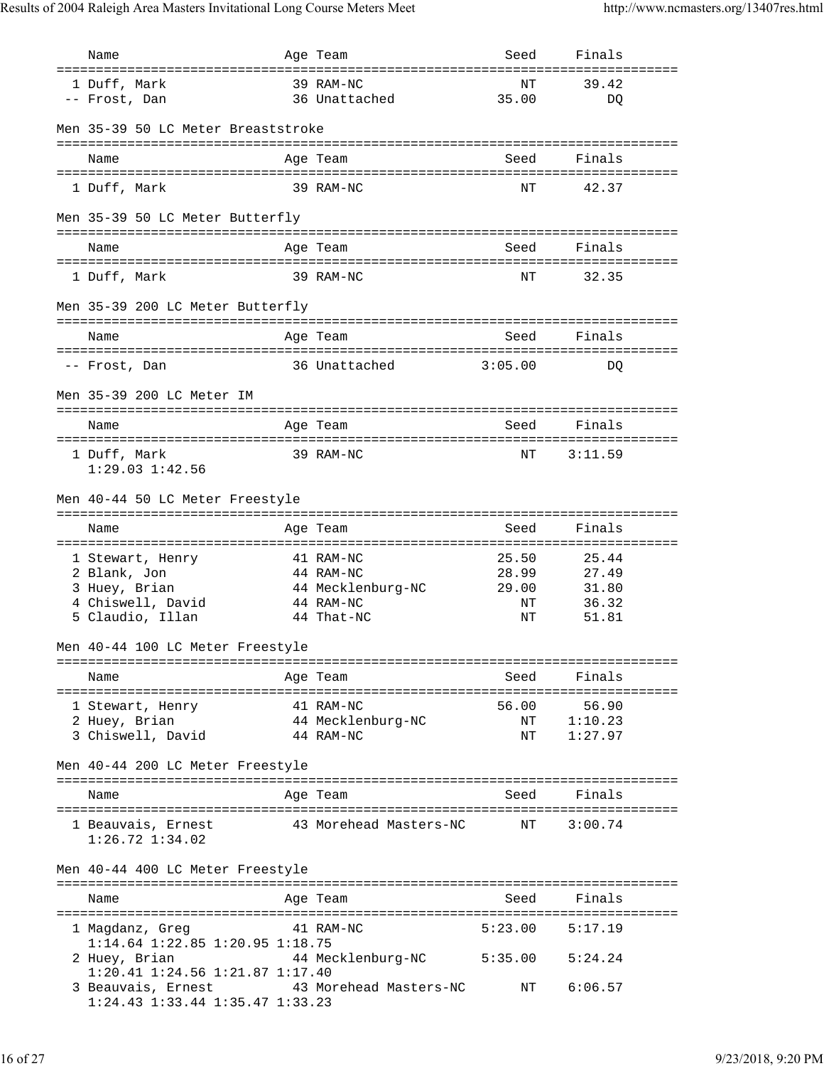| Name | Age | Team | Seed | Finals |
|---|---|---|---|---|
| 1 Duff, Mark | 39 | RAM-NC | NT | 39.42 |
| -- Frost, Dan | 36 | Unattached | 35.00 | DQ |

Men 35-39 50 LC Meter Breaststroke

| Name | Age | Team | Seed | Finals |
|---|---|---|---|---|
| 1 Duff, Mark | 39 | RAM-NC | NT | 42.37 |

Men 35-39 50 LC Meter Butterfly

| Name | Age | Team | Seed | Finals |
|---|---|---|---|---|
| 1 Duff, Mark | 39 | RAM-NC | NT | 32.35 |

Men 35-39 200 LC Meter Butterfly

| Name | Age | Team | Seed | Finals |
|---|---|---|---|---|
| -- Frost, Dan | 36 | Unattached | 3:05.00 | DQ |

Men 35-39 200 LC Meter IM

| Name | Age | Team | Seed | Finals |
|---|---|---|---|---|
| 1 Duff, Mark | 39 | RAM-NC | NT | 3:11.59 |
| 1:29.03 1:42.56 | | | | |

Men 40-44 50 LC Meter Freestyle

| Name | Age | Team | Seed | Finals |
|---|---|---|---|---|
| 1 Stewart, Henry | 41 | RAM-NC | 25.50 | 25.44 |
| 2 Blank, Jon | 44 | RAM-NC | 28.99 | 27.49 |
| 3 Huey, Brian | 44 | Mecklenburg-NC | 29.00 | 31.80 |
| 4 Chiswell, David | 44 | RAM-NC | NT | 36.32 |
| 5 Claudio, Illan | 44 | That-NC | NT | 51.81 |

Men 40-44 100 LC Meter Freestyle

| Name | Age | Team | Seed | Finals |
|---|---|---|---|---|
| 1 Stewart, Henry | 41 | RAM-NC | 56.00 | 56.90 |
| 2 Huey, Brian | 44 | Mecklenburg-NC | NT | 1:10.23 |
| 3 Chiswell, David | 44 | RAM-NC | NT | 1:27.97 |

Men 40-44 200 LC Meter Freestyle

| Name | Age | Team | Seed | Finals |
|---|---|---|---|---|
| 1 Beauvais, Ernest | 43 | Morehead Masters-NC | NT | 3:00.74 |
| 1:26.72 1:34.02 | | | | |

Men 40-44 400 LC Meter Freestyle

| Name | Age | Team | Seed | Finals |
|---|---|---|---|---|
| 1 Magdanz, Greg | 41 | RAM-NC | 5:23.00 | 5:17.19 |
| 1:14.64 1:22.85 1:20.95 1:18.75 | | | | |
| 2 Huey, Brian | 44 | Mecklenburg-NC | 5:35.00 | 5:24.24 |
| 1:20.41 1:24.56 1:21.87 1:17.40 | | | | |
| 3 Beauvais, Ernest | 43 | Morehead Masters-NC | NT | 6:06.57 |
| 1:24.43 1:33.44 1:35.47 1:33.23 | | | | |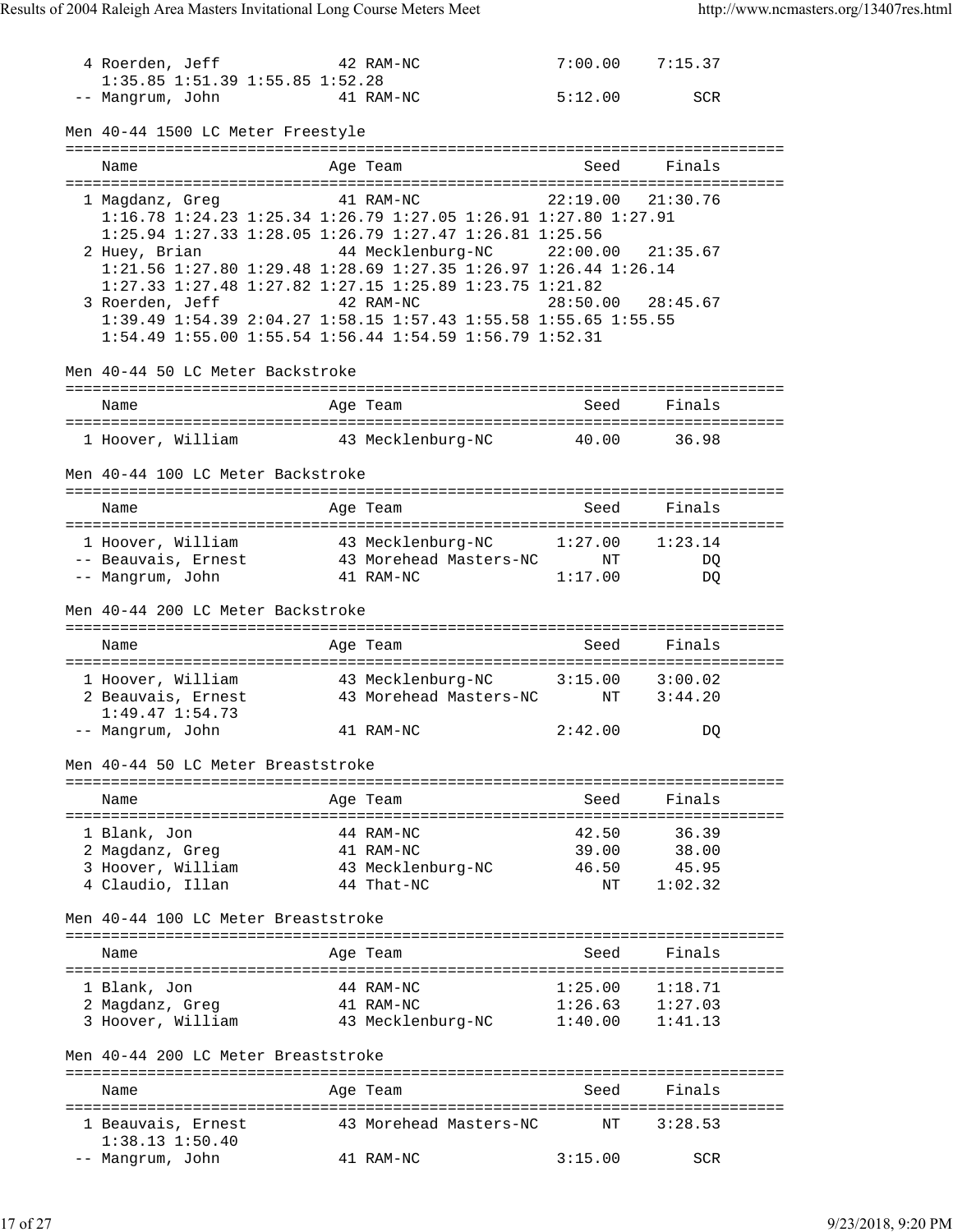```
  4 Roerden, Jeff             42 RAM-NC                7:00.00    7:15.37
     1:35.85 1:51.39 1:55.85 1:52.28
 -- Mangrum, John             41 RAM-NC                5:12.00        SCR
```

### Men 40-44 1500 LC Meter Freestyle

```
===============================================================================
    Name                    Age Team                    Seed     Finals
===============================================================================
  1 Magdanz, Greg             41 RAM-NC               22:19.00   21:30.76
     1:16.78 1:24.23 1:25.34 1:26.79 1:27.05 1:26.91 1:27.80 1:27.91
     1:25.94 1:27.33 1:28.05 1:26.79 1:27.47 1:26.81 1:25.56
  2 Huey, Brian               44 Mecklenburg-NC       22:00.00   21:35.67
     1:21.56 1:27.80 1:29.48 1:28.69 1:27.35 1:26.97 1:26.44 1:26.14
     1:27.33 1:27.48 1:27.82 1:27.15 1:25.89 1:23.75 1:21.82
  3 Roerden, Jeff             42 RAM-NC               28:50.00   28:45.67
     1:39.49 1:54.39 2:04.27 1:58.15 1:57.43 1:55.58 1:55.65 1:55.55
     1:54.49 1:55.00 1:55.54 1:56.44 1:54.59 1:56.79 1:52.31
```

### Men 40-44 50 LC Meter Backstroke

```
===============================================================================
    Name                    Age Team                    Seed     Finals
===============================================================================
  1 Hoover, William           43 Mecklenburg-NC         40.00      36.98
```

### Men 40-44 100 LC Meter Backstroke

```
===============================================================================
    Name                    Age Team                    Seed     Finals
===============================================================================
  1 Hoover, William           43 Mecklenburg-NC       1:27.00    1:23.14
 -- Beauvais, Ernest          43 Morehead Masters-NC       NT         DQ
 -- Mangrum, John             41 RAM-NC               1:17.00         DQ
```

### Men 40-44 200 LC Meter Backstroke

```
===============================================================================
    Name                    Age Team                    Seed     Finals
===============================================================================
  1 Hoover, William           43 Mecklenburg-NC       3:15.00    3:00.02
  2 Beauvais, Ernest          43 Morehead Masters-NC       NT    3:44.20
     1:49.47 1:54.73
 -- Mangrum, John             41 RAM-NC               2:42.00         DQ
```

### Men 40-44 50 LC Meter Breaststroke

```
===============================================================================
    Name                    Age Team                    Seed     Finals
===============================================================================
  1 Blank, Jon                44 RAM-NC                 42.50      36.39
  2 Magdanz, Greg             41 RAM-NC                 39.00      38.00
  3 Hoover, William           43 Mecklenburg-NC         46.50      45.95
  4 Claudio, Illan            44 That-NC                   NT    1:02.32
```

### Men 40-44 100 LC Meter Breaststroke

```
===============================================================================
    Name                    Age Team                    Seed     Finals
===============================================================================
  1 Blank, Jon                44 RAM-NC               1:25.00    1:18.71
  2 Magdanz, Greg             41 RAM-NC               1:26.63    1:27.03
  3 Hoover, William           43 Mecklenburg-NC       1:40.00    1:41.13
```

### Men 40-44 200 LC Meter Breaststroke

```
===============================================================================
    Name                    Age Team                    Seed     Finals
===============================================================================
  1 Beauvais, Ernest          43 Morehead Masters-NC       NT    3:28.53
     1:38.13 1:50.40
 -- Mangrum, John             41 RAM-NC               3:15.00        SCR
```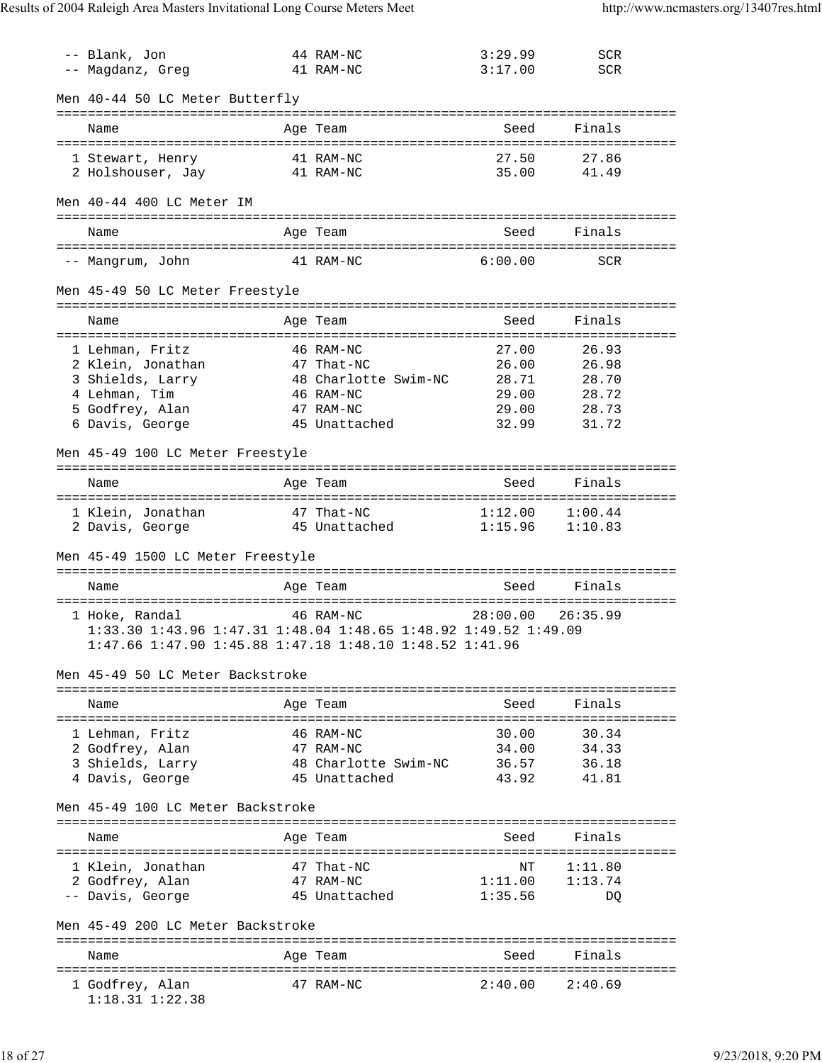| | Name | Age | Team | Seed | Finals |
|---|---|---|---|---|---|
| -- | Blank, Jon | 44 | RAM-NC | 3:29.99 | SCR |
| -- | Magdanz, Greg | 41 | RAM-NC | 3:17.00 | SCR |

### Men 40-44 50 LC Meter Butterfly

| | Name | Age | Team | Seed | Finals |
|---|---|---|---|---|---|
| 1 | Stewart, Henry | 41 | RAM-NC | 27.50 | 27.86 |
| 2 | Holshouser, Jay | 41 | RAM-NC | 35.00 | 41.49 |

### Men 40-44 400 LC Meter IM

| | Name | Age | Team | Seed | Finals |
|---|---|---|---|---|---|
| -- | Mangrum, John | 41 | RAM-NC | 6:00.00 | SCR |

### Men 45-49 50 LC Meter Freestyle

| | Name | Age | Team | Seed | Finals |
|---|---|---|---|---|---|
| 1 | Lehman, Fritz | 46 | RAM-NC | 27.00 | 26.93 |
| 2 | Klein, Jonathan | 47 | That-NC | 26.00 | 26.98 |
| 3 | Shields, Larry | 48 | Charlotte Swim-NC | 28.71 | 28.70 |
| 4 | Lehman, Tim | 46 | RAM-NC | 29.00 | 28.72 |
| 5 | Godfrey, Alan | 47 | RAM-NC | 29.00 | 28.73 |
| 6 | Davis, George | 45 | Unattached | 32.99 | 31.72 |

### Men 45-49 100 LC Meter Freestyle

| | Name | Age | Team | Seed | Finals |
|---|---|---|---|---|---|
| 1 | Klein, Jonathan | 47 | That-NC | 1:12.00 | 1:00.44 |
| 2 | Davis, George | 45 | Unattached | 1:15.96 | 1:10.83 |

### Men 45-49 1500 LC Meter Freestyle

| | Name | Age | Team | Seed | Finals |
|---|---|---|---|---|---|
| 1 | Hoke, Randal | 46 | RAM-NC | 28:00.00 | 26:35.99 |

1:33.30 1:43.96 1:47.31 1:48.04 1:48.65 1:48.92 1:49.52 1:49.09
1:47.66 1:47.90 1:45.88 1:47.18 1:48.10 1:48.52 1:41.96

### Men 45-49 50 LC Meter Backstroke

| | Name | Age | Team | Seed | Finals |
|---|---|---|---|---|---|
| 1 | Lehman, Fritz | 46 | RAM-NC | 30.00 | 30.34 |
| 2 | Godfrey, Alan | 47 | RAM-NC | 34.00 | 34.33 |
| 3 | Shields, Larry | 48 | Charlotte Swim-NC | 36.57 | 36.18 |
| 4 | Davis, George | 45 | Unattached | 43.92 | 41.81 |

### Men 45-49 100 LC Meter Backstroke

| | Name | Age | Team | Seed | Finals |
|---|---|---|---|---|---|
| 1 | Klein, Jonathan | 47 | That-NC | NT | 1:11.80 |
| 2 | Godfrey, Alan | 47 | RAM-NC | 1:11.00 | 1:13.74 |
| -- | Davis, George | 45 | Unattached | 1:35.56 | DQ |

### Men 45-49 200 LC Meter Backstroke

| | Name | Age | Team | Seed | Finals |
|---|---|---|---|---|---|
| 1 | Godfrey, Alan | 47 | RAM-NC | 2:40.00 | 2:40.69 |

1:18.31 1:22.38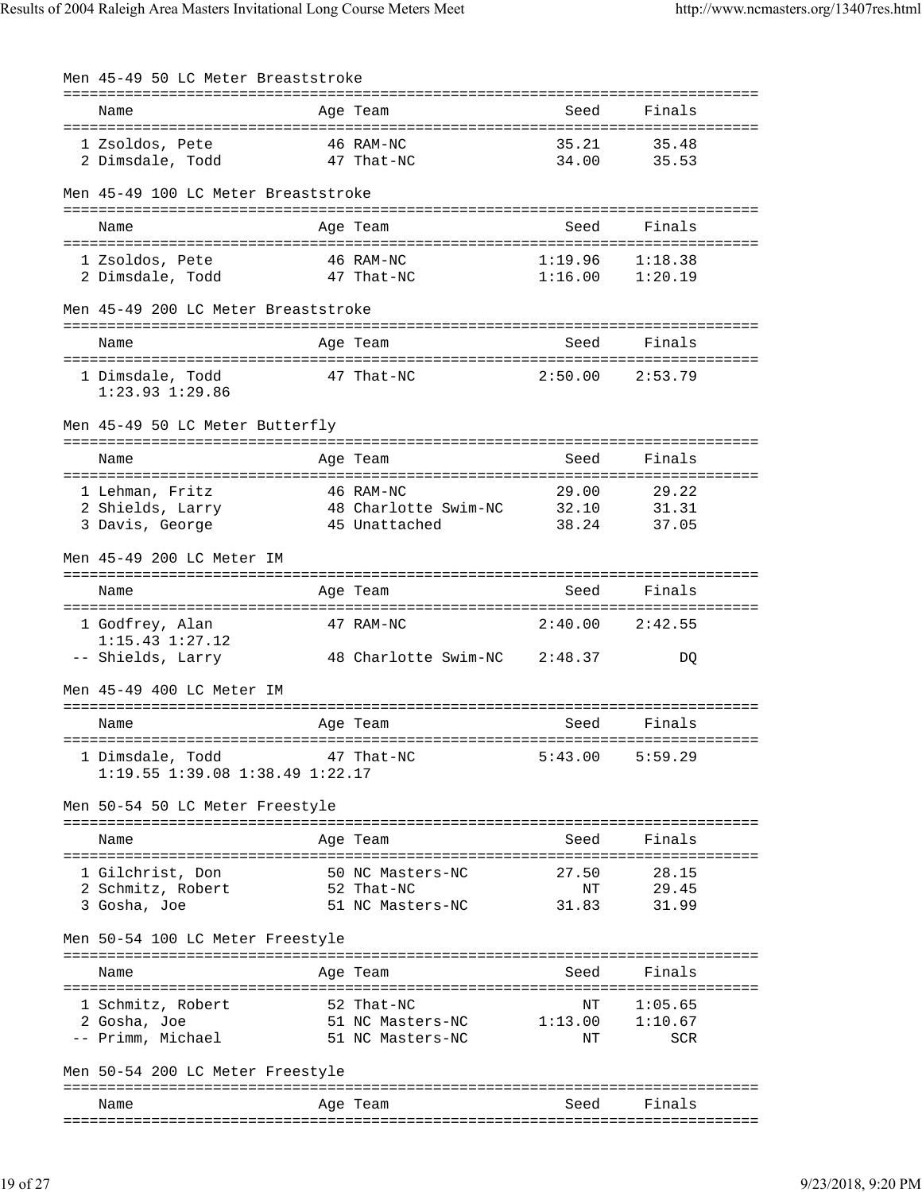### Men 45-49 50 LC Meter Breaststroke

| Name | Age | Team | Seed | Finals |
|---|---|---|---|---|
| 1 Zsoldos, Pete | 46 | RAM-NC | 35.21 | 35.48 |
| 2 Dimsdale, Todd | 47 | That-NC | 34.00 | 35.53 |

### Men 45-49 100 LC Meter Breaststroke

| Name | Age | Team | Seed | Finals |
|---|---|---|---|---|
| 1 Zsoldos, Pete | 46 | RAM-NC | 1:19.96 | 1:18.38 |
| 2 Dimsdale, Todd | 47 | That-NC | 1:16.00 | 1:20.19 |

### Men 45-49 200 LC Meter Breaststroke

| Name | Age | Team | Seed | Finals |
|---|---|---|---|---|
| 1 Dimsdale, Todd | 47 | That-NC | 2:50.00 | 2:53.79 |
| 1:23.93 1:29.86 | | | | |

### Men 45-49 50 LC Meter Butterfly

| Name | Age | Team | Seed | Finals |
|---|---|---|---|---|
| 1 Lehman, Fritz | 46 | RAM-NC | 29.00 | 29.22 |
| 2 Shields, Larry | 48 | Charlotte Swim-NC | 32.10 | 31.31 |
| 3 Davis, George | 45 | Unattached | 38.24 | 37.05 |

### Men 45-49 200 LC Meter IM

| Name | Age | Team | Seed | Finals |
|---|---|---|---|---|
| 1 Godfrey, Alan | 47 | RAM-NC | 2:40.00 | 2:42.55 |
| 1:15.43 1:27.12 | | | | |
| -- Shields, Larry | 48 | Charlotte Swim-NC | 2:48.37 | DQ |

### Men 45-49 400 LC Meter IM

| Name | Age | Team | Seed | Finals |
|---|---|---|---|---|
| 1 Dimsdale, Todd | 47 | That-NC | 5:43.00 | 5:59.29 |
| 1:19.55 1:39.08 1:38.49 1:22.17 | | | | |

### Men 50-54 50 LC Meter Freestyle

| Name | Age | Team | Seed | Finals |
|---|---|---|---|---|
| 1 Gilchrist, Don | 50 | NC Masters-NC | 27.50 | 28.15 |
| 2 Schmitz, Robert | 52 | That-NC | NT | 29.45 |
| 3 Gosha, Joe | 51 | NC Masters-NC | 31.83 | 31.99 |

### Men 50-54 100 LC Meter Freestyle

| Name | Age | Team | Seed | Finals |
|---|---|---|---|---|
| 1 Schmitz, Robert | 52 | That-NC | NT | 1:05.65 |
| 2 Gosha, Joe | 51 | NC Masters-NC | 1:13.00 | 1:10.67 |
| -- Primm, Michael | 51 | NC Masters-NC | NT | SCR |

### Men 50-54 200 LC Meter Freestyle

| Name | Age | Team | Seed | Finals |
|---|---|---|---|---|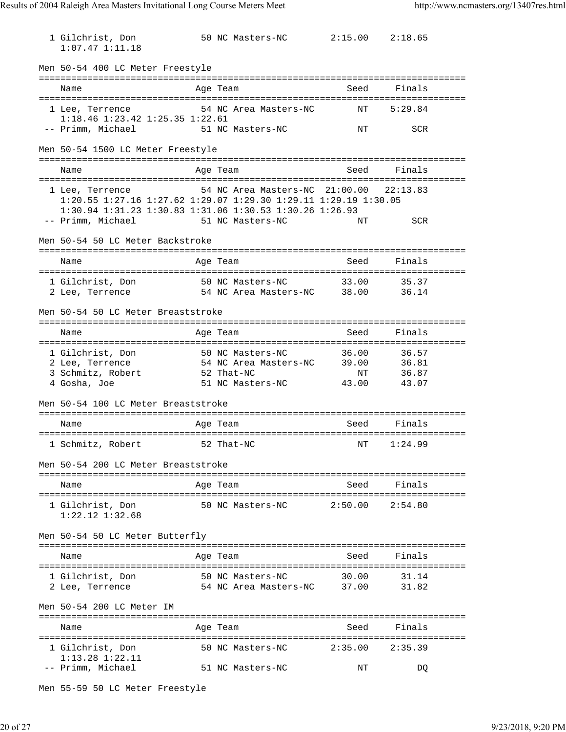| Place | Name | Age | Team | Seed | Finals |
|---|---|---|---|---|---|
| 1 | Gilchrist, Don | 50 | NC Masters-NC | 2:15.00 | 2:18.65 |
| | 1:07.47 1:11.18 | | | | |

## Men 50-54 400 LC Meter Freestyle

| Place | Name | Age | Team | Seed | Finals |
|---|---|---|---|---|---|
| 1 | Lee, Terrence | 54 | NC Area Masters-NC | NT | 5:29.84 |
| | 1:18.46 1:23.42 1:25.35 1:22.61 | | | | |
| -- | Primm, Michael | 51 | NC Masters-NC | NT | SCR |

## Men 50-54 1500 LC Meter Freestyle

| Place | Name | Age | Team | Seed | Finals |
|---|---|---|---|---|---|
| 1 | Lee, Terrence | 54 | NC Area Masters-NC | 21:00.00 | 22:13.83 |
| | 1:20.55 1:27.16 1:27.62 1:29.07 1:29.30 1:29.11 1:29.19 1:30.05 | | | | |
| | 1:30.94 1:31.23 1:30.83 1:31.06 1:30.53 1:30.26 1:26.93 | | | | |
| -- | Primm, Michael | 51 | NC Masters-NC | NT | SCR |

## Men 50-54 50 LC Meter Backstroke

| Place | Name | Age | Team | Seed | Finals |
|---|---|---|---|---|---|
| 1 | Gilchrist, Don | 50 | NC Masters-NC | 33.00 | 35.37 |
| 2 | Lee, Terrence | 54 | NC Area Masters-NC | 38.00 | 36.14 |

## Men 50-54 50 LC Meter Breaststroke

| Place | Name | Age | Team | Seed | Finals |
|---|---|---|---|---|---|
| 1 | Gilchrist, Don | 50 | NC Masters-NC | 36.00 | 36.57 |
| 2 | Lee, Terrence | 54 | NC Area Masters-NC | 39.00 | 36.81 |
| 3 | Schmitz, Robert | 52 | That-NC | NT | 36.87 |
| 4 | Gosha, Joe | 51 | NC Masters-NC | 43.00 | 43.07 |

## Men 50-54 100 LC Meter Breaststroke

| Place | Name | Age | Team | Seed | Finals |
|---|---|---|---|---|---|
| 1 | Schmitz, Robert | 52 | That-NC | NT | 1:24.99 |

## Men 50-54 200 LC Meter Breaststroke

| Place | Name | Age | Team | Seed | Finals |
|---|---|---|---|---|---|
| 1 | Gilchrist, Don | 50 | NC Masters-NC | 2:50.00 | 2:54.80 |
| | 1:22.12 1:32.68 | | | | |

## Men 50-54 50 LC Meter Butterfly

| Place | Name | Age | Team | Seed | Finals |
|---|---|---|---|---|---|
| 1 | Gilchrist, Don | 50 | NC Masters-NC | 30.00 | 31.14 |
| 2 | Lee, Terrence | 54 | NC Area Masters-NC | 37.00 | 31.82 |

## Men 50-54 200 LC Meter IM

| Place | Name | Age | Team | Seed | Finals |
|---|---|---|---|---|---|
| 1 | Gilchrist, Don | 50 | NC Masters-NC | 2:35.00 | 2:35.39 |
| | 1:13.28 1:22.11 | | | | |
| -- | Primm, Michael | 51 | NC Masters-NC | NT | DQ |

## Men 55-59 50 LC Meter Freestyle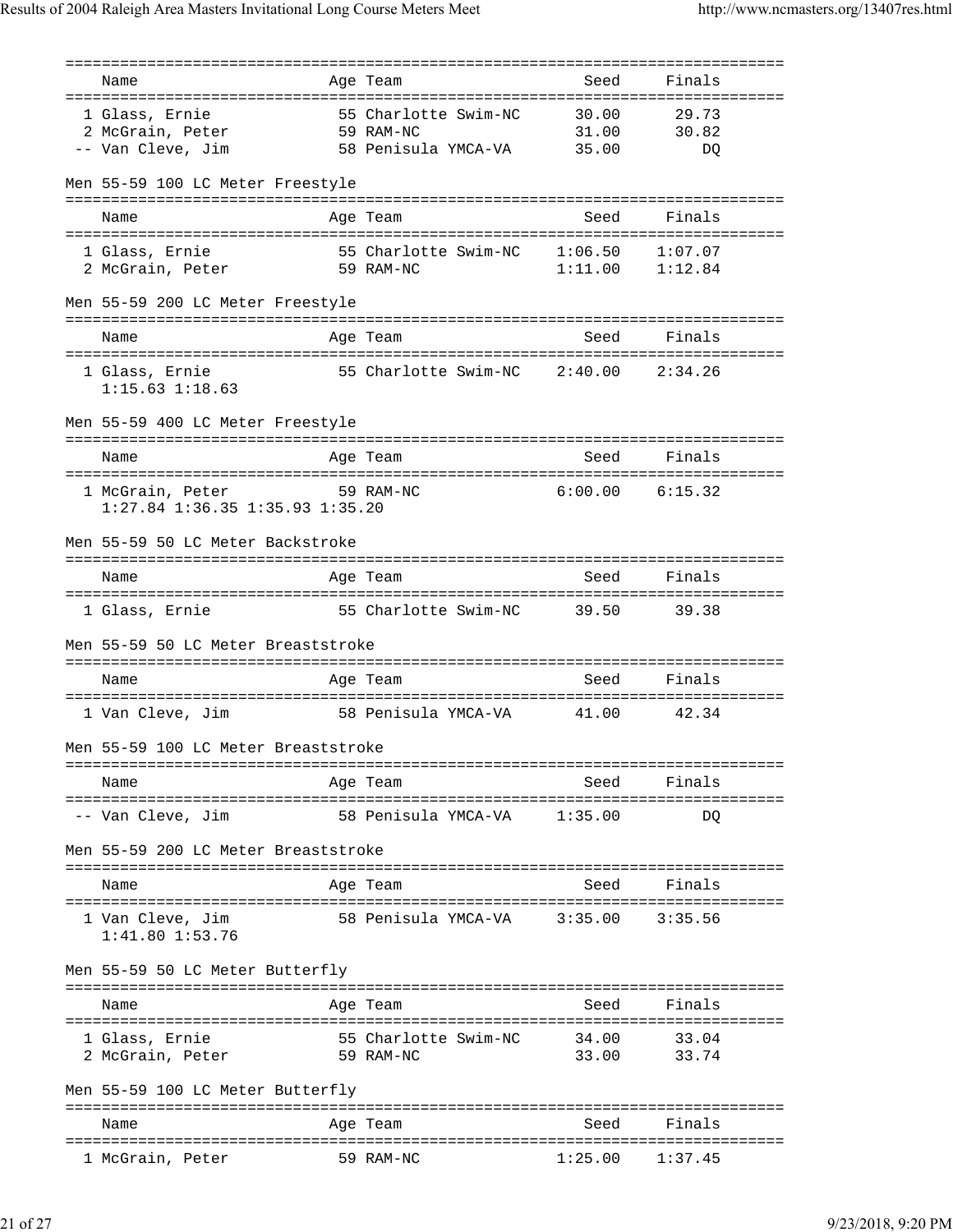| Name | Age | Team | Seed | Finals |
|---|---|---|---|---|
| 1 Glass, Ernie | 55 | Charlotte Swim-NC | 30.00 | 29.73 |
| 2 McGrain, Peter | 59 | RAM-NC | 31.00 | 30.82 |
| -- Van Cleve, Jim | 58 | Penisula YMCA-VA | 35.00 | DQ |

Men 55-59 100 LC Meter Freestyle

| Name | Age | Team | Seed | Finals |
|---|---|---|---|---|
| 1 Glass, Ernie | 55 | Charlotte Swim-NC | 1:06.50 | 1:07.07 |
| 2 McGrain, Peter | 59 | RAM-NC | 1:11.00 | 1:12.84 |

Men 55-59 200 LC Meter Freestyle

| Name | Age | Team | Seed | Finals |
|---|---|---|---|---|
| 1 Glass, Ernie | 55 | Charlotte Swim-NC | 2:40.00 | 2:34.26 |
| 1:15.63 1:18.63 | | | | |

Men 55-59 400 LC Meter Freestyle

| Name | Age | Team | Seed | Finals |
|---|---|---|---|---|
| 1 McGrain, Peter | 59 | RAM-NC | 6:00.00 | 6:15.32 |
| 1:27.84 1:36.35 1:35.93 1:35.20 | | | | |

Men 55-59 50 LC Meter Backstroke

| Name | Age | Team | Seed | Finals |
|---|---|---|---|---|
| 1 Glass, Ernie | 55 | Charlotte Swim-NC | 39.50 | 39.38 |

Men 55-59 50 LC Meter Breaststroke

| Name | Age | Team | Seed | Finals |
|---|---|---|---|---|
| 1 Van Cleve, Jim | 58 | Penisula YMCA-VA | 41.00 | 42.34 |

Men 55-59 100 LC Meter Breaststroke

| Name | Age | Team | Seed | Finals |
|---|---|---|---|---|
| -- Van Cleve, Jim | 58 | Penisula YMCA-VA | 1:35.00 | DQ |

Men 55-59 200 LC Meter Breaststroke

| Name | Age | Team | Seed | Finals |
|---|---|---|---|---|
| 1 Van Cleve, Jim | 58 | Penisula YMCA-VA | 3:35.00 | 3:35.56 |
| 1:41.80 1:53.76 | | | | |

Men 55-59 50 LC Meter Butterfly

| Name | Age | Team | Seed | Finals |
|---|---|---|---|---|
| 1 Glass, Ernie | 55 | Charlotte Swim-NC | 34.00 | 33.04 |
| 2 McGrain, Peter | 59 | RAM-NC | 33.00 | 33.74 |

Men 55-59 100 LC Meter Butterfly

| Name | Age | Team | Seed | Finals |
|---|---|---|---|---|
| 1 McGrain, Peter | 59 | RAM-NC | 1:25.00 | 1:37.45 |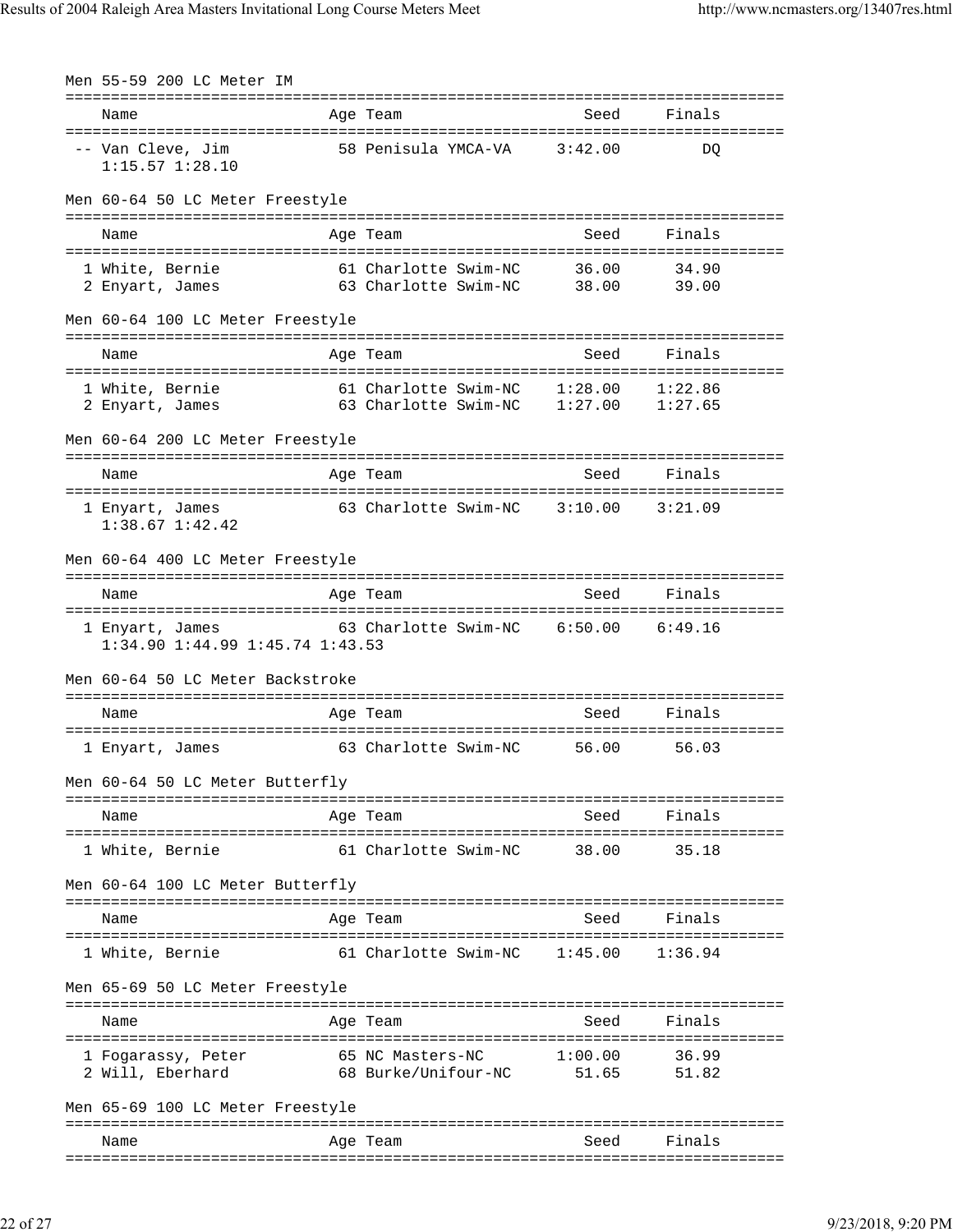### Men 55-59 200 LC Meter IM

| Name | Age | Team | Seed | Finals |
|---|---|---|---|---|
| -- Van Cleve, Jim | 58 | Penisula YMCA-VA | 3:42.00 | DQ |
| 1:15.57 1:28.10 | | | | |

### Men 60-64 50 LC Meter Freestyle

| Name | Age | Team | Seed | Finals |
|---|---|---|---|---|
| 1 White, Bernie | 61 | Charlotte Swim-NC | 36.00 | 34.90 |
| 2 Enyart, James | 63 | Charlotte Swim-NC | 38.00 | 39.00 |

### Men 60-64 100 LC Meter Freestyle

| Name | Age | Team | Seed | Finals |
|---|---|---|---|---|
| 1 White, Bernie | 61 | Charlotte Swim-NC | 1:28.00 | 1:22.86 |
| 2 Enyart, James | 63 | Charlotte Swim-NC | 1:27.00 | 1:27.65 |

### Men 60-64 200 LC Meter Freestyle

| Name | Age | Team | Seed | Finals |
|---|---|---|---|---|
| 1 Enyart, James | 63 | Charlotte Swim-NC | 3:10.00 | 3:21.09 |
| 1:38.67 1:42.42 | | | | |

### Men 60-64 400 LC Meter Freestyle

| Name | Age | Team | Seed | Finals |
|---|---|---|---|---|
| 1 Enyart, James | 63 | Charlotte Swim-NC | 6:50.00 | 6:49.16 |
| 1:34.90 1:44.99 1:45.74 1:43.53 | | | | |

### Men 60-64 50 LC Meter Backstroke

| Name | Age | Team | Seed | Finals |
|---|---|---|---|---|
| 1 Enyart, James | 63 | Charlotte Swim-NC | 56.00 | 56.03 |

### Men 60-64 50 LC Meter Butterfly

| Name | Age | Team | Seed | Finals |
|---|---|---|---|---|
| 1 White, Bernie | 61 | Charlotte Swim-NC | 38.00 | 35.18 |

### Men 60-64 100 LC Meter Butterfly

| Name | Age | Team | Seed | Finals |
|---|---|---|---|---|
| 1 White, Bernie | 61 | Charlotte Swim-NC | 1:45.00 | 1:36.94 |

### Men 65-69 50 LC Meter Freestyle

| Name | Age | Team | Seed | Finals |
|---|---|---|---|---|
| 1 Fogarassy, Peter | 65 | NC Masters-NC | 1:00.00 | 36.99 |
| 2 Will, Eberhard | 68 | Burke/Unifour-NC | 51.65 | 51.82 |

### Men 65-69 100 LC Meter Freestyle

| Name | Age | Team | Seed | Finals |
|---|---|---|---|---|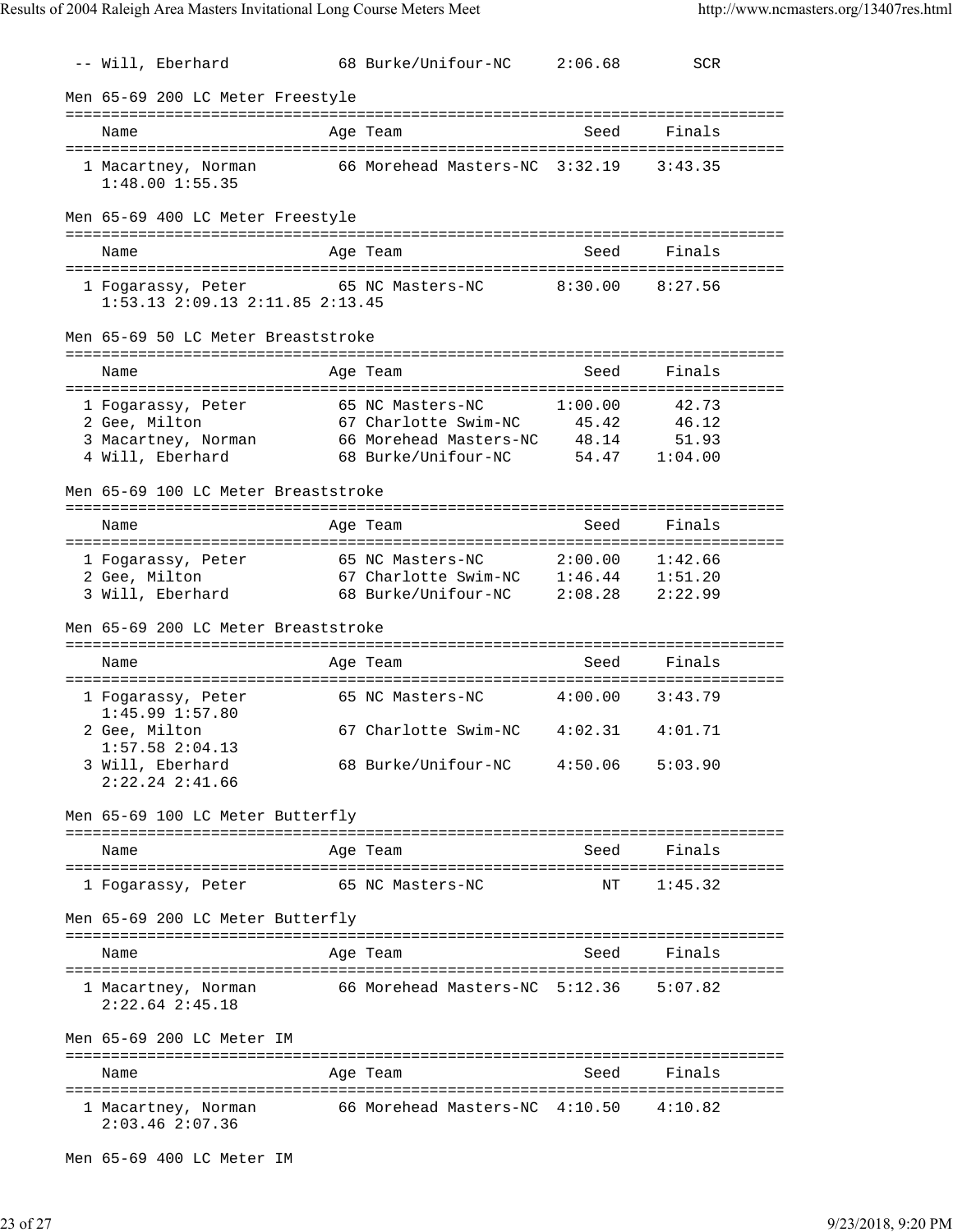| | Name | Age | Team | Seed | Finals |
|---|---|---|---|---|---|
| -- | Will, Eberhard | 68 | Burke/Unifour-NC | 2:06.68 | SCR |

## Men 65-69 200 LC Meter Freestyle

| | Name | Age | Team | Seed | Finals |
|---|---|---|---|---|---|
| 1 | Macartney, Norman | 66 | Morehead Masters-NC | 3:32.19 | 3:43.35 |
| | 1:48.00 1:55.35 | | | | |

## Men 65-69 400 LC Meter Freestyle

| | Name | Age | Team | Seed | Finals |
|---|---|---|---|---|---|
| 1 | Fogarassy, Peter | 65 | NC Masters-NC | 8:30.00 | 8:27.56 |
| | 1:53.13 2:09.13 2:11.85 2:13.45 | | | | |

## Men 65-69 50 LC Meter Breaststroke

| | Name | Age | Team | Seed | Finals |
|---|---|---|---|---|---|
| 1 | Fogarassy, Peter | 65 | NC Masters-NC | 1:00.00 | 42.73 |
| 2 | Gee, Milton | 67 | Charlotte Swim-NC | 45.42 | 46.12 |
| 3 | Macartney, Norman | 66 | Morehead Masters-NC | 48.14 | 51.93 |
| 4 | Will, Eberhard | 68 | Burke/Unifour-NC | 54.47 | 1:04.00 |

## Men 65-69 100 LC Meter Breaststroke

| | Name | Age | Team | Seed | Finals |
|---|---|---|---|---|---|
| 1 | Fogarassy, Peter | 65 | NC Masters-NC | 2:00.00 | 1:42.66 |
| 2 | Gee, Milton | 67 | Charlotte Swim-NC | 1:46.44 | 1:51.20 |
| 3 | Will, Eberhard | 68 | Burke/Unifour-NC | 2:08.28 | 2:22.99 |

## Men 65-69 200 LC Meter Breaststroke

| | Name | Age | Team | Seed | Finals |
|---|---|---|---|---|---|
| 1 | Fogarassy, Peter | 65 | NC Masters-NC | 4:00.00 | 3:43.79 |
| | 1:45.99 1:57.80 | | | | |
| 2 | Gee, Milton | 67 | Charlotte Swim-NC | 4:02.31 | 4:01.71 |
| | 1:57.58 2:04.13 | | | | |
| 3 | Will, Eberhard | 68 | Burke/Unifour-NC | 4:50.06 | 5:03.90 |
| | 2:22.24 2:41.66 | | | | |

## Men 65-69 100 LC Meter Butterfly

| | Name | Age | Team | Seed | Finals |
|---|---|---|---|---|---|
| 1 | Fogarassy, Peter | 65 | NC Masters-NC | NT | 1:45.32 |

## Men 65-69 200 LC Meter Butterfly

| | Name | Age | Team | Seed | Finals |
|---|---|---|---|---|---|
| 1 | Macartney, Norman | 66 | Morehead Masters-NC | 5:12.36 | 5:07.82 |
| | 2:22.64 2:45.18 | | | | |

## Men 65-69 200 LC Meter IM

| | Name | Age | Team | Seed | Finals |
|---|---|---|---|---|---|
| 1 | Macartney, Norman | 66 | Morehead Masters-NC | 4:10.50 | 4:10.82 |
| | 2:03.46 2:07.36 | | | | |

## Men 65-69 400 LC Meter IM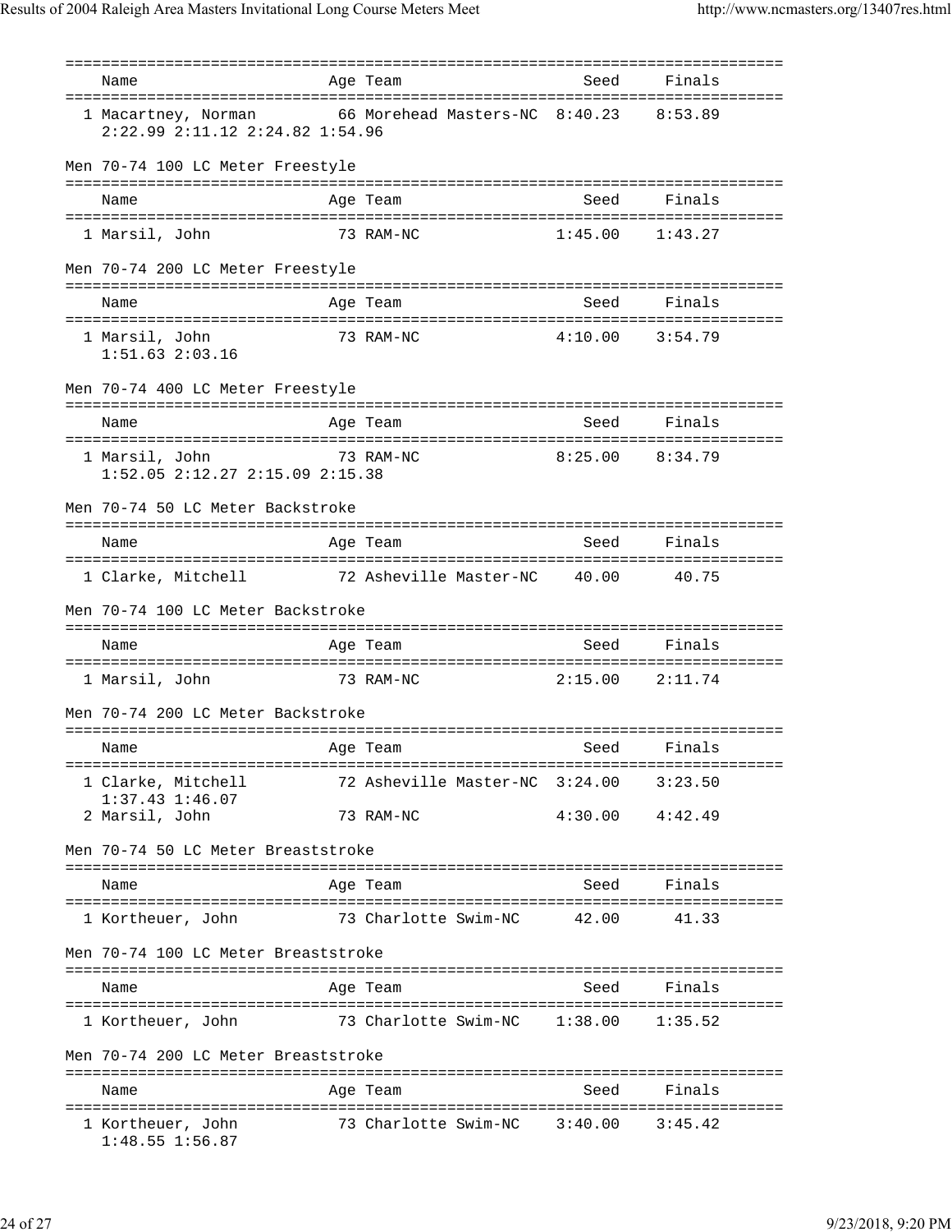| Name | Age | Team | Seed | Finals |
|---|---|---|---|---|
| 1 Macartney, Norman | 66 | Morehead Masters-NC | 8:40.23 | 8:53.89 |
| 2:22.99 2:11.12 2:24.82 1:54.96 | | | | |

## Men 70-74 100 LC Meter Freestyle

| Name | Age | Team | Seed | Finals |
|---|---|---|---|---|
| 1 Marsil, John | 73 | RAM-NC | 1:45.00 | 1:43.27 |

## Men 70-74 200 LC Meter Freestyle

| Name | Age | Team | Seed | Finals |
|---|---|---|---|---|
| 1 Marsil, John | 73 | RAM-NC | 4:10.00 | 3:54.79 |
| 1:51.63 2:03.16 | | | | |

## Men 70-74 400 LC Meter Freestyle

| Name | Age | Team | Seed | Finals |
|---|---|---|---|---|
| 1 Marsil, John | 73 | RAM-NC | 8:25.00 | 8:34.79 |
| 1:52.05 2:12.27 2:15.09 2:15.38 | | | | |

## Men 70-74 50 LC Meter Backstroke

| Name | Age | Team | Seed | Finals |
|---|---|---|---|---|
| 1 Clarke, Mitchell | 72 | Asheville Master-NC | 40.00 | 40.75 |

## Men 70-74 100 LC Meter Backstroke

| Name | Age | Team | Seed | Finals |
|---|---|---|---|---|
| 1 Marsil, John | 73 | RAM-NC | 2:15.00 | 2:11.74 |

## Men 70-74 200 LC Meter Backstroke

| Name | Age | Team | Seed | Finals |
|---|---|---|---|---|
| 1 Clarke, Mitchell | 72 | Asheville Master-NC | 3:24.00 | 3:23.50 |
| 1:37.43 1:46.07 | | | | |
| 2 Marsil, John | 73 | RAM-NC | 4:30.00 | 4:42.49 |

## Men 70-74 50 LC Meter Breaststroke

| Name | Age | Team | Seed | Finals |
|---|---|---|---|---|
| 1 Kortheuer, John | 73 | Charlotte Swim-NC | 42.00 | 41.33 |

## Men 70-74 100 LC Meter Breaststroke

| Name | Age | Team | Seed | Finals |
|---|---|---|---|---|
| 1 Kortheuer, John | 73 | Charlotte Swim-NC | 1:38.00 | 1:35.52 |

## Men 70-74 200 LC Meter Breaststroke

| Name | Age | Team | Seed | Finals |
|---|---|---|---|---|
| 1 Kortheuer, John | 73 | Charlotte Swim-NC | 3:40.00 | 3:45.42 |
| 1:48.55 1:56.87 | | | | |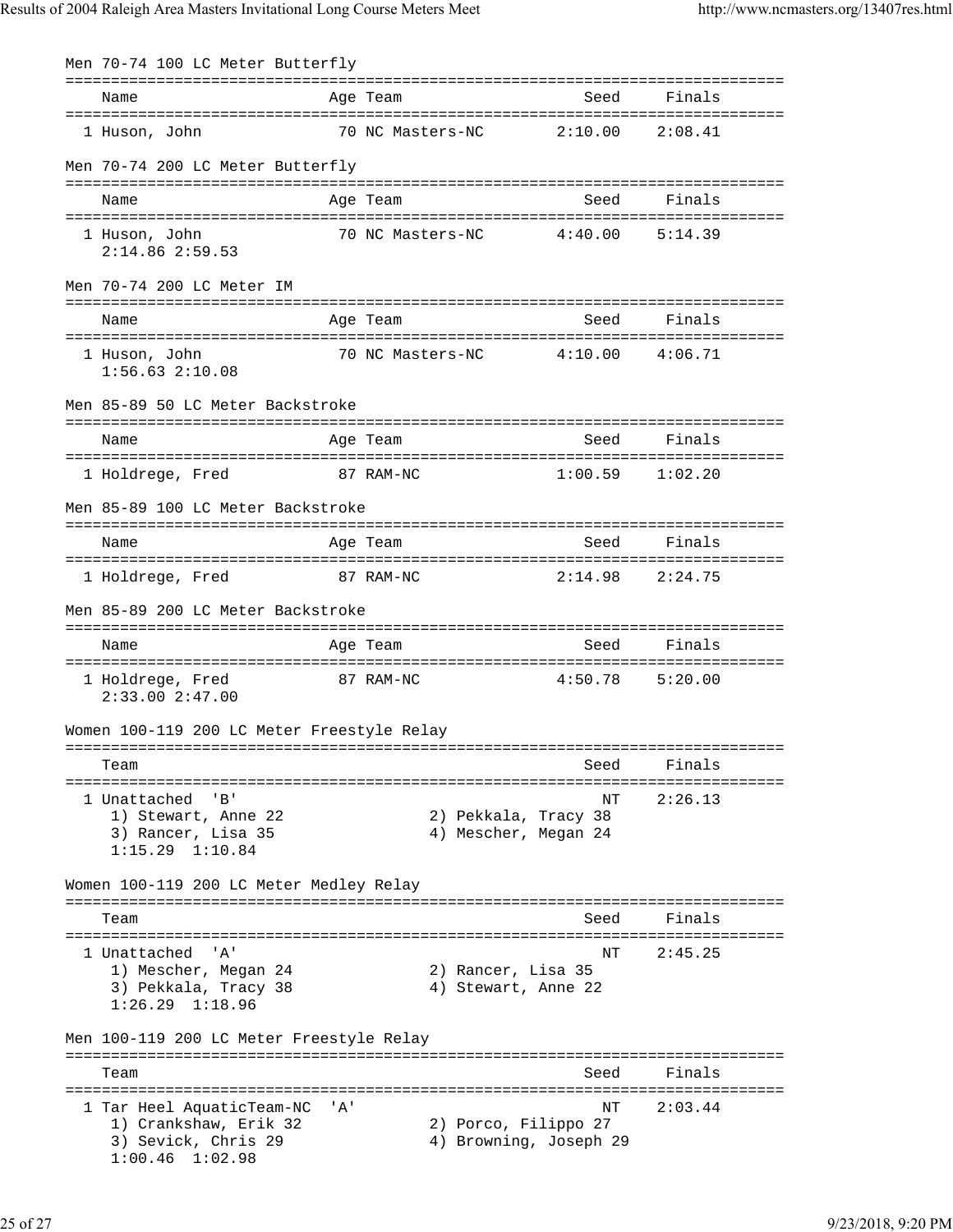### Men 70-74 100 LC Meter Butterfly

| Name | Age | Team | Seed | Finals |
|---|---|---|---|---|
| 1 Huson, John | 70 | NC Masters-NC | 2:10.00 | 2:08.41 |

### Men 70-74 200 LC Meter Butterfly

| Name | Age | Team | Seed | Finals |
|---|---|---|---|---|
| 1 Huson, John | 70 | NC Masters-NC | 4:40.00 | 5:14.39 |

2:14.86 2:59.53

### Men 70-74 200 LC Meter IM

| Name | Age | Team | Seed | Finals |
|---|---|---|---|---|
| 1 Huson, John | 70 | NC Masters-NC | 4:10.00 | 4:06.71 |

1:56.63 2:10.08

### Men 85-89 50 LC Meter Backstroke

| Name | Age | Team | Seed | Finals |
|---|---|---|---|---|
| 1 Holdrege, Fred | 87 | RAM-NC | 1:00.59 | 1:02.20 |

### Men 85-89 100 LC Meter Backstroke

| Name | Age | Team | Seed | Finals |
|---|---|---|---|---|
| 1 Holdrege, Fred | 87 | RAM-NC | 2:14.98 | 2:24.75 |

### Men 85-89 200 LC Meter Backstroke

| Name | Age | Team | Seed | Finals |
|---|---|---|---|---|
| 1 Holdrege, Fred | 87 | RAM-NC | 4:50.78 | 5:20.00 |

2:33.00 2:47.00

### Women 100-119 200 LC Meter Freestyle Relay

| Team | Seed | Finals |
|---|---|---|
| 1 Unattached 'B' | NT | 2:26.13 |

1) Stewart, Anne 22
2) Pekkala, Tracy 38
3) Rancer, Lisa 35
4) Mescher, Megan 24

1:15.29 1:10.84

### Women 100-119 200 LC Meter Medley Relay

| Team | Seed | Finals |
|---|---|---|
| 1 Unattached 'A' | NT | 2:45.25 |

1) Mescher, Megan 24
2) Rancer, Lisa 35
3) Pekkala, Tracy 38
4) Stewart, Anne 22

1:26.29 1:18.96

### Men 100-119 200 LC Meter Freestyle Relay

| Team | Seed | Finals |
|---|---|---|
| 1 Tar Heel AquaticTeam-NC 'A' | NT | 2:03.44 |

1) Crankshaw, Erik 32
2) Porco, Filippo 27
3) Sevick, Chris 29
4) Browning, Joseph 29

1:00.46 1:02.98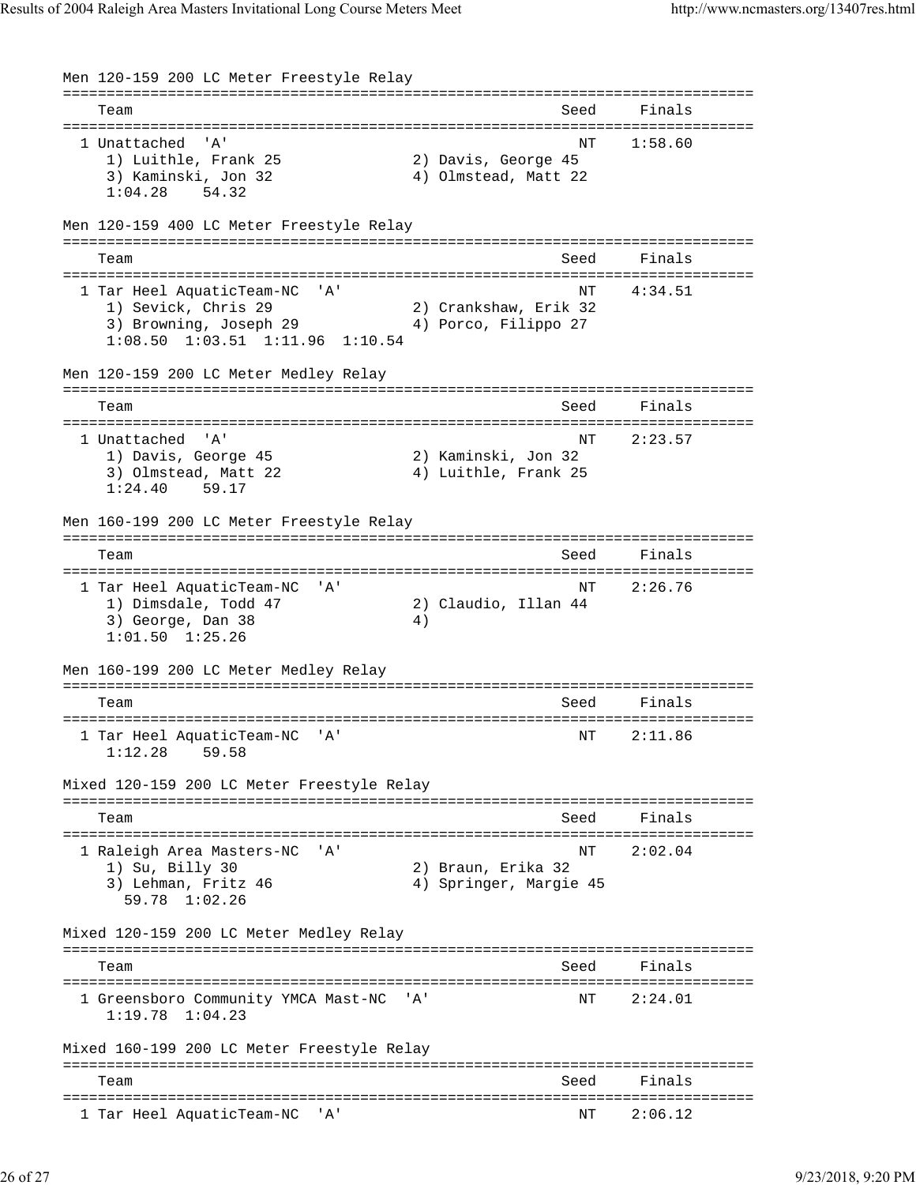Men 120-159 200 LC Meter Freestyle Relay

```
===============================================================================
    Team                                                  Seed     Finals
===============================================================================
  1 Unattached  'A'                                         NT    1:58.60
     1) Luithle, Frank 25             2) Davis, George 45
     3) Kaminski, Jon 32              4) Olmstead, Matt 22
     1:04.28    54.32
```

Men 120-159 400 LC Meter Freestyle Relay

```
===============================================================================
    Team                                                  Seed     Finals
===============================================================================
  1 Tar Heel AquaticTeam-NC  'A'                            NT    4:34.51
     1) Sevick, Chris 29              2) Crankshaw, Erik 32
     3) Browning, Joseph 29           4) Porco, Filippo 27
     1:08.50  1:03.51  1:11.96  1:10.54
```

Men 120-159 200 LC Meter Medley Relay

```
===============================================================================
    Team                                                  Seed     Finals
===============================================================================
  1 Unattached  'A'                                         NT    2:23.57
     1) Davis, George 45              2) Kaminski, Jon 32
     3) Olmstead, Matt 22             4) Luithle, Frank 25
     1:24.40    59.17
```

Men 160-199 200 LC Meter Freestyle Relay

```
===============================================================================
    Team                                                  Seed     Finals
===============================================================================
  1 Tar Heel AquaticTeam-NC  'A'                            NT    2:26.76
     1) Dimsdale, Todd 47             2) Claudio, Illan 44
     3) George, Dan 38                4)
     1:01.50  1:25.26
```

Men 160-199 200 LC Meter Medley Relay

```
===============================================================================
    Team                                                  Seed     Finals
===============================================================================
  1 Tar Heel AquaticTeam-NC  'A'                            NT    2:11.86
     1:12.28    59.58
```

Mixed 120-159 200 LC Meter Freestyle Relay

```
===============================================================================
    Team                                                  Seed     Finals
===============================================================================
  1 Raleigh Area Masters-NC  'A'                            NT    2:02.04
     1) Su, Billy 30                  2) Braun, Erika 32
     3) Lehman, Fritz 46              4) Springer, Margie 45
       59.78  1:02.26
```

Mixed 120-159 200 LC Meter Medley Relay

```
===============================================================================
    Team                                                  Seed     Finals
===============================================================================
  1 Greensboro Community YMCA Mast-NC  'A'                  NT    2:24.01
     1:19.78  1:04.23
```

Mixed 160-199 200 LC Meter Freestyle Relay

```
===============================================================================
    Team                                                  Seed     Finals
===============================================================================
  1 Tar Heel AquaticTeam-NC  'A'                            NT    2:06.12
```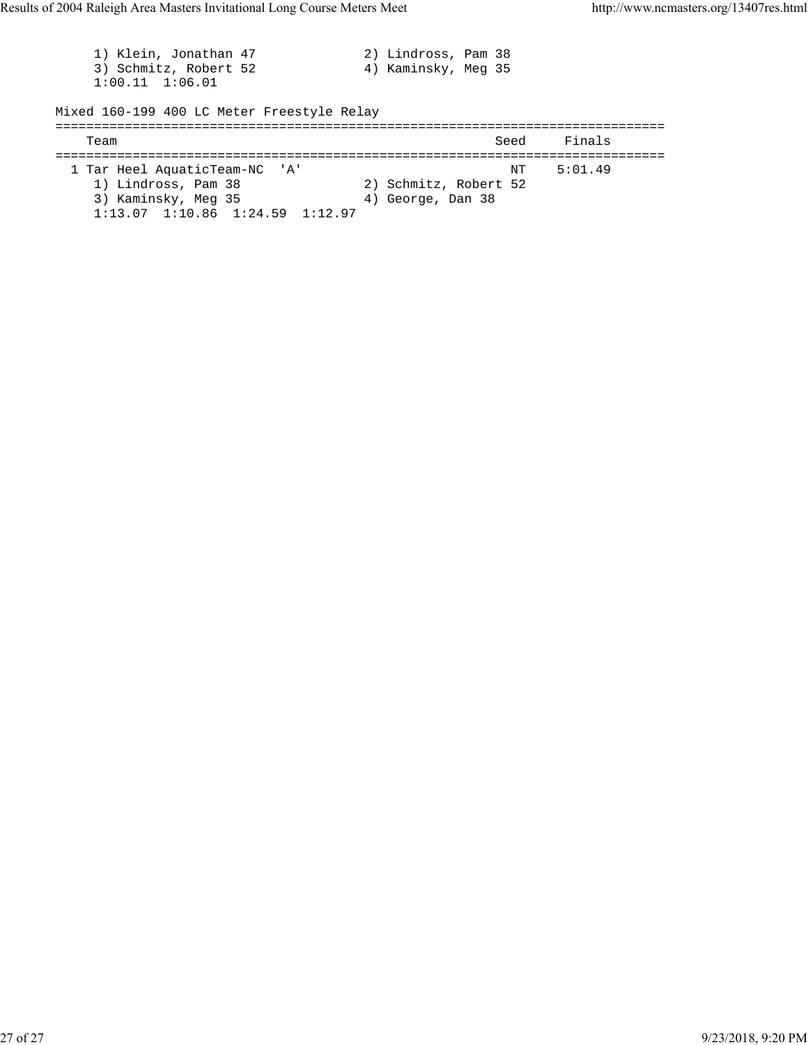1) Klein, Jonathan 47 2) Lindross, Pam 38
3) Schmitz, Robert 52 4) Kaminsky, Meg 35
1:00.11 1:06.01

Mixed 160-199 400 LC Meter Freestyle Relay

| Team | Seed | Finals |
|---|---|---|
| 1 Tar Heel AquaticTeam-NC 'A' | NT | 5:01.49 |

1) Lindross, Pam 38 2) Schmitz, Robert 52
3) Kaminsky, Meg 35 4) George, Dan 38
1:13.07 1:10.86 1:24.59 1:12.97